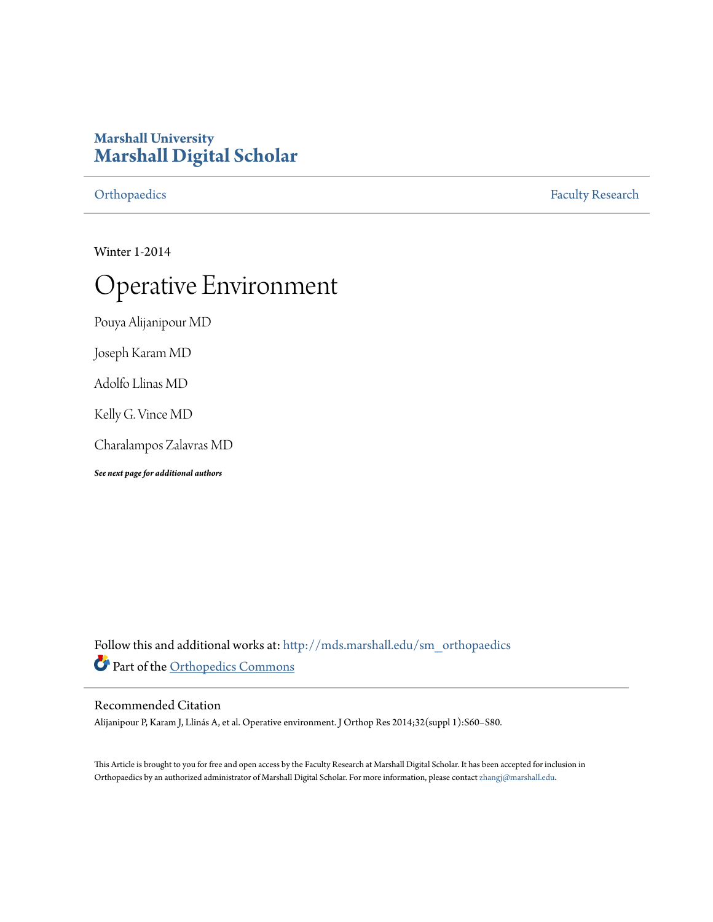Marshall University
# Marshall Digital Scholar

Orthopaedics | Faculty Research

Winter 1-2014

# Operative Environment

Pouya Alijanipour MD

Joseph Karam MD

Adolfo Llinas MD

Kelly G. Vince MD

Charalampos Zalavras MD

***See next page for additional authors***

Follow this and additional works at: http://mds.marshall.edu/sm_orthopaedics

Part of the Orthopedics Commons

## Recommended Citation

Alijanipour P, Karam J, Llinás A, et al. Operative environment. J Orthop Res 2014;32(suppl 1):S60–S80.

This Article is brought to you for free and open access by the Faculty Research at Marshall Digital Scholar. It has been accepted for inclusion in Orthopaedics by an authorized administrator of Marshall Digital Scholar. For more information, please contact zhangj@marshall.edu.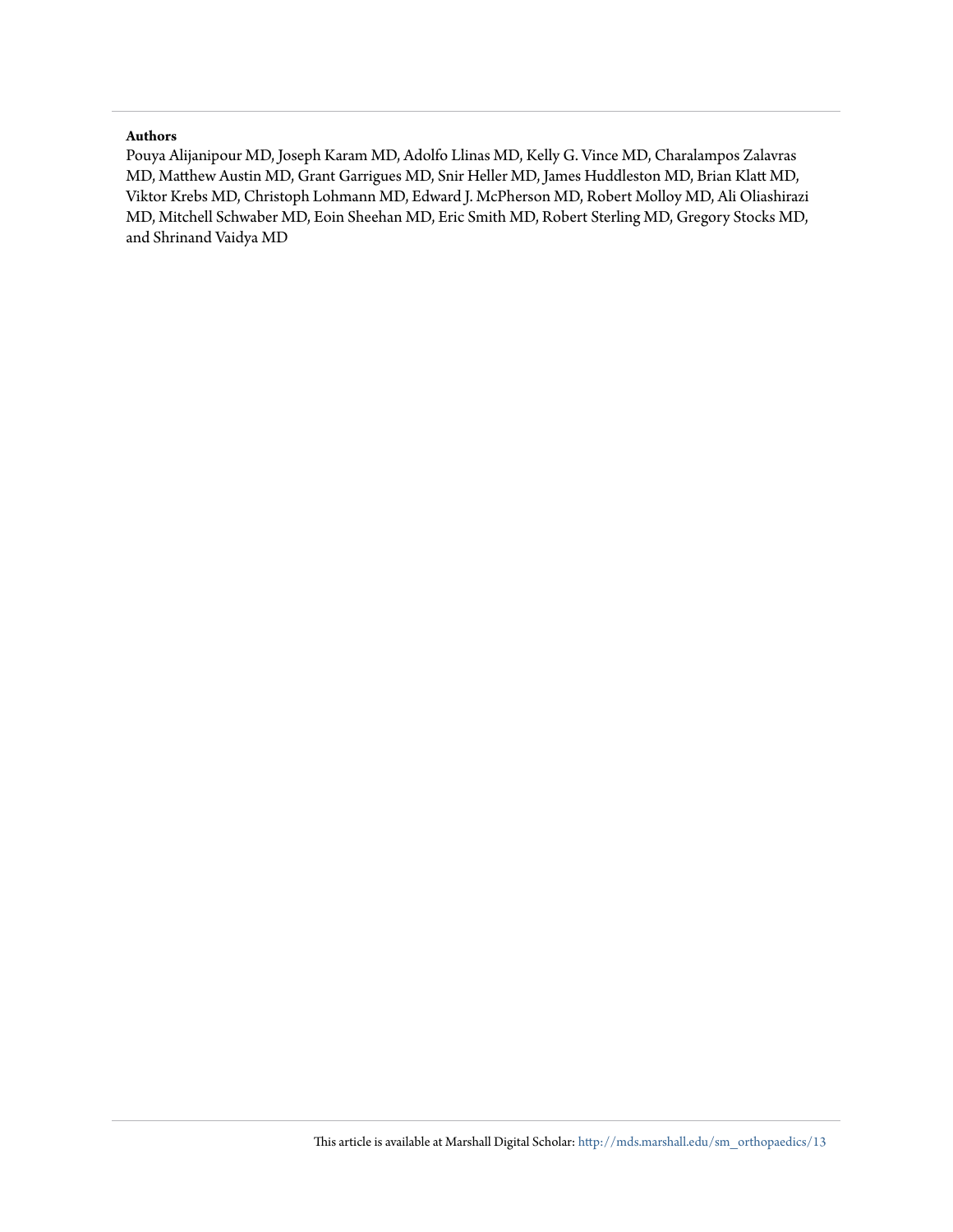**Authors**

Pouya Alijanipour MD, Joseph Karam MD, Adolfo Llinas MD, Kelly G. Vince MD, Charalampos Zalavras MD, Matthew Austin MD, Grant Garrigues MD, Snir Heller MD, James Huddleston MD, Brian Klatt MD, Viktor Krebs MD, Christoph Lohmann MD, Edward J. McPherson MD, Robert Molloy MD, Ali Oliashirazi MD, Mitchell Schwaber MD, Eoin Sheehan MD, Eric Smith MD, Robert Sterling MD, Gregory Stocks MD, and Shrinand Vaidya MD

This article is available at Marshall Digital Scholar: http://mds.marshall.edu/sm_orthopaedics/13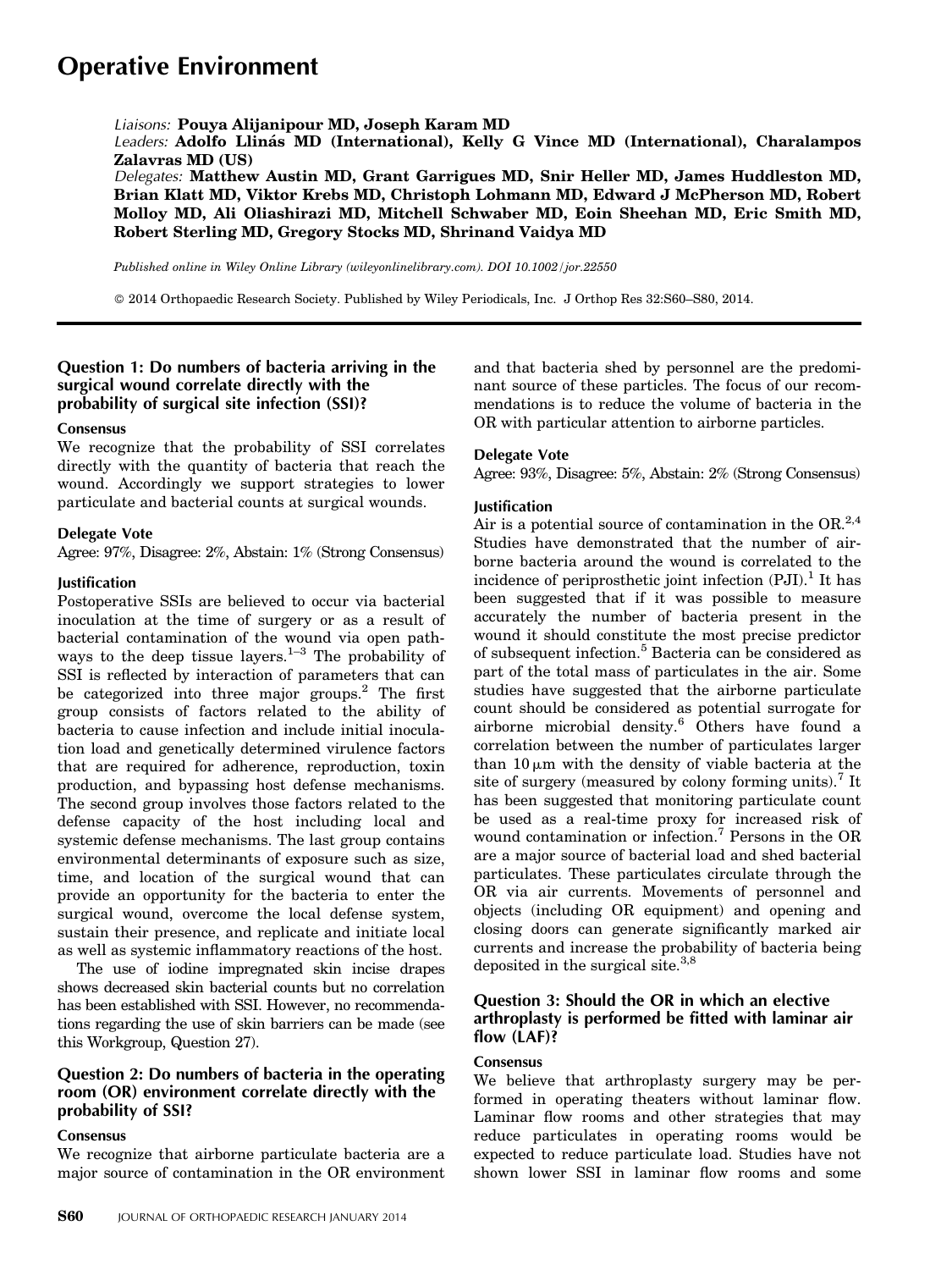# Operative Environment

*Liaisons:* **Pouya Alijanipour MD, Joseph Karam MD**
*Leaders:* **Adolfo Llinás MD (International), Kelly G Vince MD (International), Charalampos Zalavras MD (US)**
*Delegates:* **Matthew Austin MD, Grant Garrigues MD, Snir Heller MD, James Huddleston MD, Brian Klatt MD, Viktor Krebs MD, Christoph Lohmann MD, Edward J McPherson MD, Robert Molloy MD, Ali Oliashirazi MD, Mitchell Schwaber MD, Eoin Sheehan MD, Eric Smith MD, Robert Sterling MD, Gregory Stocks MD, Shrinand Vaidya MD**

*Published online in Wiley Online Library (wileyonlinelibrary.com). DOI 10.1002/jor.22550*

© 2014 Orthopaedic Research Society. Published by Wiley Periodicals, Inc. J Orthop Res 32:S60–S80, 2014.

### Question 1: Do numbers of bacteria arriving in the surgical wound correlate directly with the probability of surgical site infection (SSI)?

#### Consensus

We recognize that the probability of SSI correlates directly with the quantity of bacteria that reach the wound. Accordingly we support strategies to lower particulate and bacterial counts at surgical wounds.

#### Delegate Vote

Agree: 97%, Disagree: 2%, Abstain: 1% (Strong Consensus)

#### Justification

Postoperative SSIs are believed to occur via bacterial inoculation at the time of surgery or as a result of bacterial contamination of the wound via open pathways to the deep tissue layers.[1–3] The probability of SSI is reflected by interaction of parameters that can be categorized into three major groups.[2] The first group consists of factors related to the ability of bacteria to cause infection and include initial inoculation load and genetically determined virulence factors that are required for adherence, reproduction, toxin production, and bypassing host defense mechanisms. The second group involves those factors related to the defense capacity of the host including local and systemic defense mechanisms. The last group contains environmental determinants of exposure such as size, time, and location of the surgical wound that can provide an opportunity for the bacteria to enter the surgical wound, overcome the local defense system, sustain their presence, and replicate and initiate local as well as systemic inflammatory reactions of the host.

The use of iodine impregnated skin incise drapes shows decreased skin bacterial counts but no correlation has been established with SSI. However, no recommendations regarding the use of skin barriers can be made (see this Workgroup, Question 27).

### Question 2: Do numbers of bacteria in the operating room (OR) environment correlate directly with the probability of SSI?

#### Consensus

We recognize that airborne particulate bacteria are a major source of contamination in the OR environment and that bacteria shed by personnel are the predominant source of these particles. The focus of our recommendations is to reduce the volume of bacteria in the OR with particular attention to airborne particles.

#### Delegate Vote

Agree: 93%, Disagree: 5%, Abstain: 2% (Strong Consensus)

#### Justification

Air is a potential source of contamination in the OR.[2,4] Studies have demonstrated that the number of airborne bacteria around the wound is correlated to the incidence of periprosthetic joint infection (PJI).[1] It has been suggested that if it was possible to measure accurately the number of bacteria present in the wound it should constitute the most precise predictor of subsequent infection.[5] Bacteria can be considered as part of the total mass of particulates in the air. Some studies have suggested that the airborne particulate count should be considered as potential surrogate for airborne microbial density.[6] Others have found a correlation between the number of particulates larger than 10 μm with the density of viable bacteria at the site of surgery (measured by colony forming units).[7] It has been suggested that monitoring particulate count be used as a real-time proxy for increased risk of wound contamination or infection.[7] Persons in the OR are a major source of bacterial load and shed bacterial particulates. These particulates circulate through the OR via air currents. Movements of personnel and objects (including OR equipment) and opening and closing doors can generate significantly marked air currents and increase the probability of bacteria being deposited in the surgical site.[3,8]

### Question 3: Should the OR in which an elective arthroplasty is performed be fitted with laminar air flow (LAF)?

#### Consensus

We believe that arthroplasty surgery may be performed in operating theaters without laminar flow. Laminar flow rooms and other strategies that may reduce particulates in operating rooms would be expected to reduce particulate load. Studies have not shown lower SSI in laminar flow rooms and some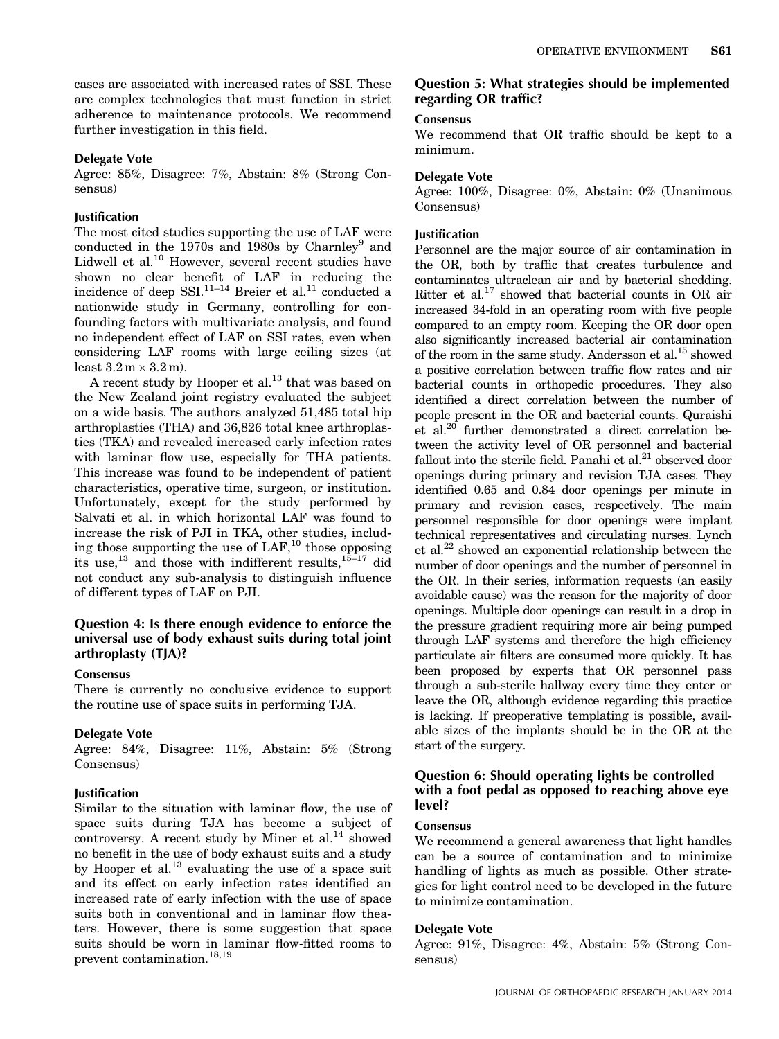cases are associated with increased rates of SSI. These are complex technologies that must function in strict adherence to maintenance protocols. We recommend further investigation in this field.

#### Delegate Vote

Agree: 85%, Disagree: 7%, Abstain: 8% (Strong Consensus)

#### Justification

The most cited studies supporting the use of LAF were conducted in the 1970s and 1980s by Charnley[9] and Lidwell et al.[10] However, several recent studies have shown no clear benefit of LAF in reducing the incidence of deep SSI.[11–14] Breier et al.[11] conducted a nationwide study in Germany, controlling for confounding factors with multivariate analysis, and found no independent effect of LAF on SSI rates, even when considering LAF rooms with large ceiling sizes (at least $3.2\,\text{m} \times 3.2\,\text{m}$).

A recent study by Hooper et al.[13] that was based on the New Zealand joint registry evaluated the subject on a wide basis. The authors analyzed 51,485 total hip arthroplasties (THA) and 36,826 total knee arthroplasties (TKA) and revealed increased early infection rates with laminar flow use, especially for THA patients. This increase was found to be independent of patient characteristics, operative time, surgeon, or institution. Unfortunately, except for the study performed by Salvati et al. in which horizontal LAF was found to increase the risk of PJI in TKA, other studies, including those supporting the use of LAF,[10] those opposing its use,[13] and those with indifferent results,[15–17] did not conduct any sub-analysis to distinguish influence of different types of LAF on PJI.

### Question 4: Is there enough evidence to enforce the universal use of body exhaust suits during total joint arthroplasty (TJA)?

#### Consensus

There is currently no conclusive evidence to support the routine use of space suits in performing TJA.

#### Delegate Vote

Agree: 84%, Disagree: 11%, Abstain: 5% (Strong Consensus)

#### Justification

Similar to the situation with laminar flow, the use of space suits during TJA has become a subject of controversy. A recent study by Miner et al.[14] showed no benefit in the use of body exhaust suits and a study by Hooper et al.[13] evaluating the use of a space suit and its effect on early infection rates identified an increased rate of early infection with the use of space suits both in conventional and in laminar flow theaters. However, there is some suggestion that space suits should be worn in laminar flow-fitted rooms to prevent contamination.[18,19]

### Question 5: What strategies should be implemented regarding OR traffic?

#### Consensus

We recommend that OR traffic should be kept to a minimum.

#### Delegate Vote

Agree: 100%, Disagree: 0%, Abstain: 0% (Unanimous Consensus)

#### Justification

Personnel are the major source of air contamination in the OR, both by traffic that creates turbulence and contaminates ultraclean air and by bacterial shedding. Ritter et al.[17] showed that bacterial counts in OR air increased 34-fold in an operating room with five people compared to an empty room. Keeping the OR door open also significantly increased bacterial air contamination of the room in the same study. Andersson et al.[15] showed a positive correlation between traffic flow rates and air bacterial counts in orthopedic procedures. They also identified a direct correlation between the number of people present in the OR and bacterial counts. Quraishi et al.[20] further demonstrated a direct correlation between the activity level of OR personnel and bacterial fallout into the sterile field. Panahi et al.[21] observed door openings during primary and revision TJA cases. They identified 0.65 and 0.84 door openings per minute in primary and revision cases, respectively. The main personnel responsible for door openings were implant technical representatives and circulating nurses. Lynch et al.[22] showed an exponential relationship between the number of door openings and the number of personnel in the OR. In their series, information requests (an easily avoidable cause) was the reason for the majority of door openings. Multiple door openings can result in a drop in the pressure gradient requiring more air being pumped through LAF systems and therefore the high efficiency particulate air filters are consumed more quickly. It has been proposed by experts that OR personnel pass through a sub-sterile hallway every time they enter or leave the OR, although evidence regarding this practice is lacking. If preoperative templating is possible, available sizes of the implants should be in the OR at the start of the surgery.

### Question 6: Should operating lights be controlled with a foot pedal as opposed to reaching above eye level?

#### Consensus

We recommend a general awareness that light handles can be a source of contamination and to minimize handling of lights as much as possible. Other strategies for light control need to be developed in the future to minimize contamination.

#### Delegate Vote

Agree: 91%, Disagree: 4%, Abstain: 5% (Strong Consensus)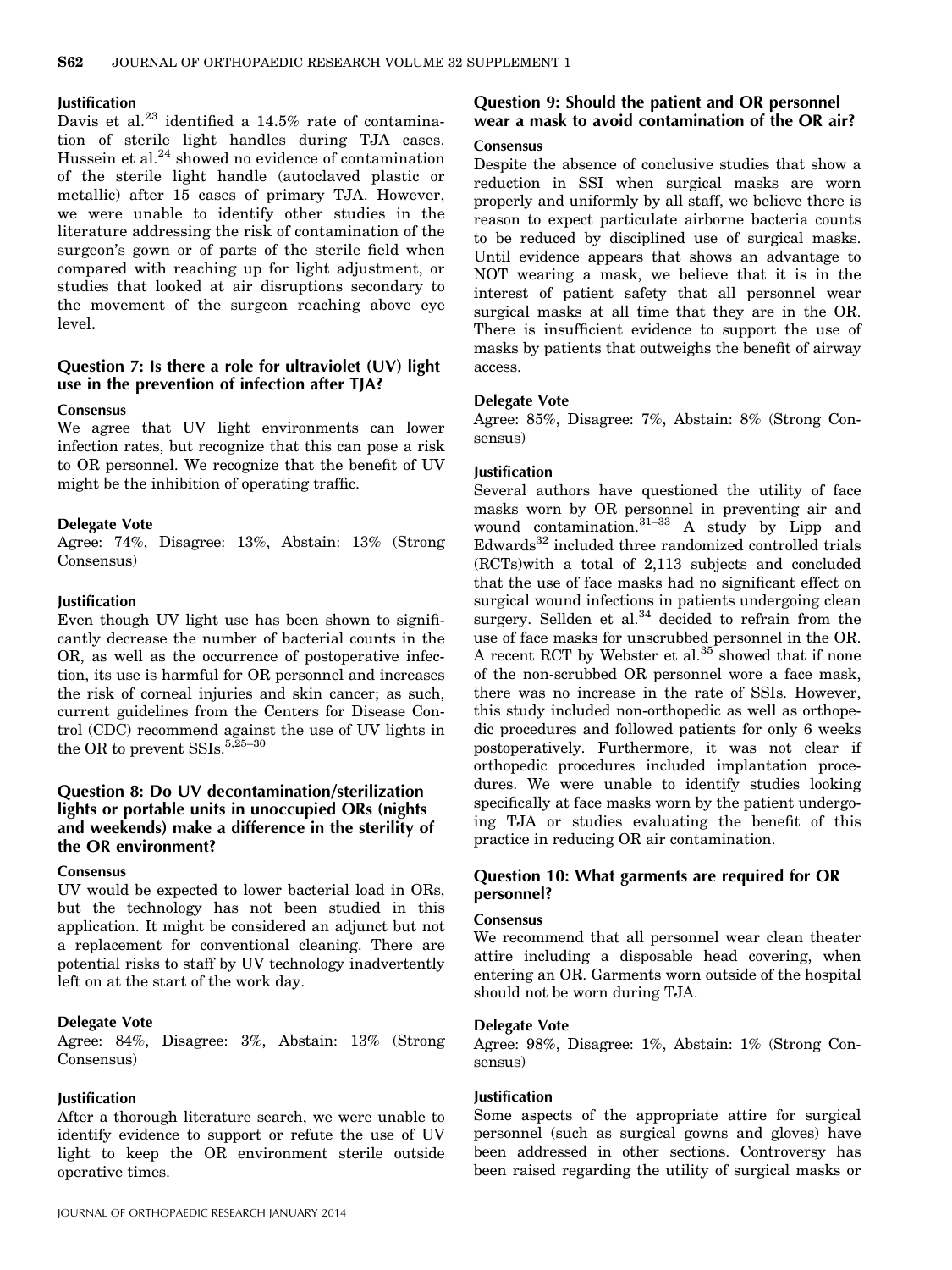#### Justification

Davis et al.[23] identified a 14.5% rate of contamination of sterile light handles during TJA cases. Hussein et al.[24] showed no evidence of contamination of the sterile light handle (autoclaved plastic or metallic) after 15 cases of primary TJA. However, we were unable to identify other studies in the literature addressing the risk of contamination of the surgeon's gown or of parts of the sterile field when compared with reaching up for light adjustment, or studies that looked at air disruptions secondary to the movement of the surgeon reaching above eye level.

### Question 7: Is there a role for ultraviolet (UV) light use in the prevention of infection after TJA?

#### Consensus

We agree that UV light environments can lower infection rates, but recognize that this can pose a risk to OR personnel. We recognize that the benefit of UV might be the inhibition of operating traffic.

#### Delegate Vote

Agree: 74%, Disagree: 13%, Abstain: 13% (Strong Consensus)

#### Justification

Even though UV light use has been shown to significantly decrease the number of bacterial counts in the OR, as well as the occurrence of postoperative infection, its use is harmful for OR personnel and increases the risk of corneal injuries and skin cancer; as such, current guidelines from the Centers for Disease Control (CDC) recommend against the use of UV lights in the OR to prevent SSIs.[5,25–30]

### Question 8: Do UV decontamination/sterilization lights or portable units in unoccupied ORs (nights and weekends) make a difference in the sterility of the OR environment?

#### Consensus

UV would be expected to lower bacterial load in ORs, but the technology has not been studied in this application. It might be considered an adjunct but not a replacement for conventional cleaning. There are potential risks to staff by UV technology inadvertently left on at the start of the work day.

#### Delegate Vote

Agree: 84%, Disagree: 3%, Abstain: 13% (Strong Consensus)

#### Justification

After a thorough literature search, we were unable to identify evidence to support or refute the use of UV light to keep the OR environment sterile outside operative times.

### Question 9: Should the patient and OR personnel wear a mask to avoid contamination of the OR air?

#### Consensus

Despite the absence of conclusive studies that show a reduction in SSI when surgical masks are worn properly and uniformly by all staff, we believe there is reason to expect particulate airborne bacteria counts to be reduced by disciplined use of surgical masks. Until evidence appears that shows an advantage to NOT wearing a mask, we believe that it is in the interest of patient safety that all personnel wear surgical masks at all time that they are in the OR. There is insufficient evidence to support the use of masks by patients that outweighs the benefit of airway access.

#### Delegate Vote

Agree: 85%, Disagree: 7%, Abstain: 8% (Strong Consensus)

#### Justification

Several authors have questioned the utility of face masks worn by OR personnel in preventing air and wound contamination.[31–33] A study by Lipp and Edwards[32] included three randomized controlled trials (RCTs)with a total of 2,113 subjects and concluded that the use of face masks had no significant effect on surgical wound infections in patients undergoing clean surgery. Sellden et al.[34] decided to refrain from the use of face masks for unscrubbed personnel in the OR. A recent RCT by Webster et al.[35] showed that if none of the non-scrubbed OR personnel wore a face mask, there was no increase in the rate of SSIs. However, this study included non-orthopedic as well as orthopedic procedures and followed patients for only 6 weeks postoperatively. Furthermore, it was not clear if orthopedic procedures included implantation procedures. We were unable to identify studies looking specifically at face masks worn by the patient undergoing TJA or studies evaluating the benefit of this practice in reducing OR air contamination.

### Question 10: What garments are required for OR personnel?

#### Consensus

We recommend that all personnel wear clean theater attire including a disposable head covering, when entering an OR. Garments worn outside of the hospital should not be worn during TJA.

#### Delegate Vote

Agree: 98%, Disagree: 1%, Abstain: 1% (Strong Consensus)

#### Justification

Some aspects of the appropriate attire for surgical personnel (such as surgical gowns and gloves) have been addressed in other sections. Controversy has been raised regarding the utility of surgical masks or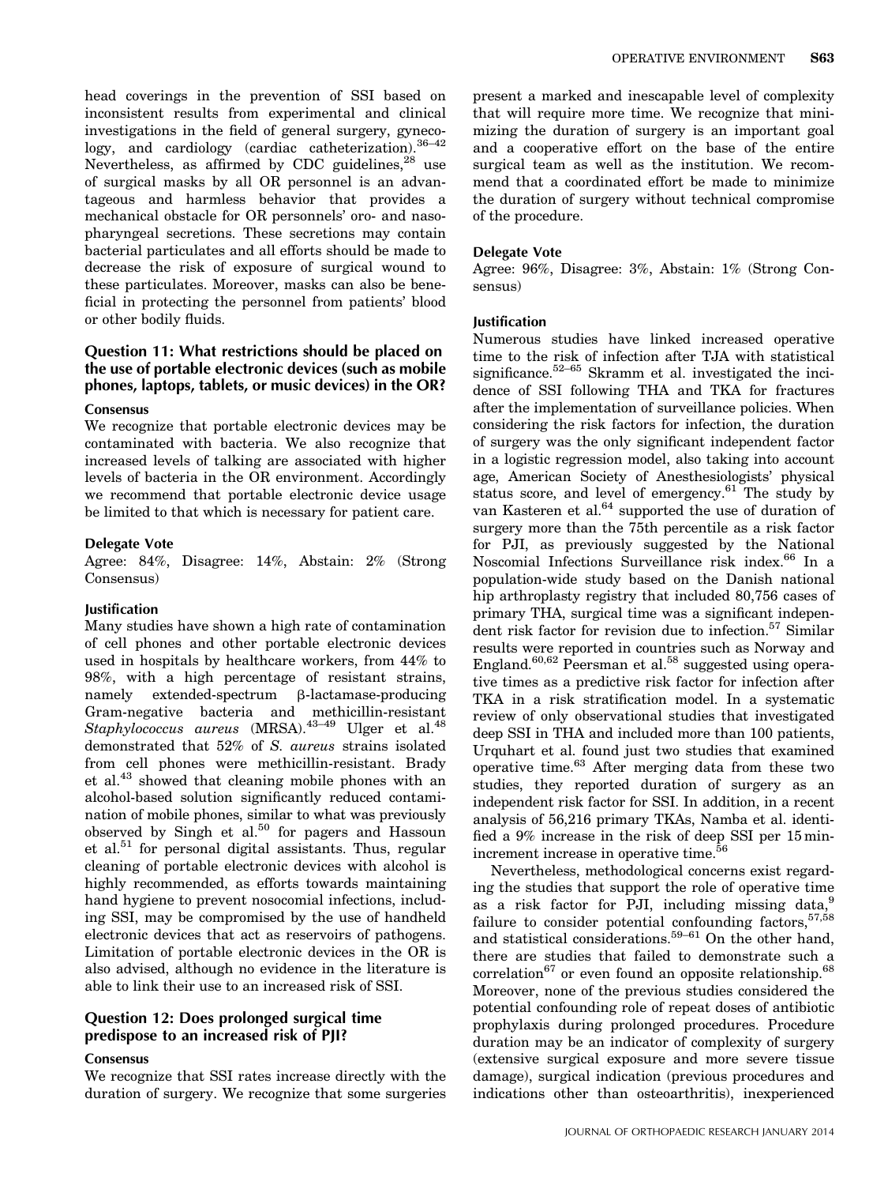head coverings in the prevention of SSI based on inconsistent results from experimental and clinical investigations in the field of general surgery, gynecology, and cardiology (cardiac catheterization).[36–42] Nevertheless, as affirmed by CDC guidelines,[28] use of surgical masks by all OR personnel is an advantageous and harmless behavior that provides a mechanical obstacle for OR personnels' oro- and nasopharyngeal secretions. These secretions may contain bacterial particulates and all efforts should be made to decrease the risk of exposure of surgical wound to these particulates. Moreover, masks can also be beneficial in protecting the personnel from patients' blood or other bodily fluids.

## Question 11: What restrictions should be placed on the use of portable electronic devices (such as mobile phones, laptops, tablets, or music devices) in the OR?

### Consensus

We recognize that portable electronic devices may be contaminated with bacteria. We also recognize that increased levels of talking are associated with higher levels of bacteria in the OR environment. Accordingly we recommend that portable electronic device usage be limited to that which is necessary for patient care.

### Delegate Vote

Agree: 84%, Disagree: 14%, Abstain: 2% (Strong Consensus)

### Justification

Many studies have shown a high rate of contamination of cell phones and other portable electronic devices used in hospitals by healthcare workers, from 44% to 98%, with a high percentage of resistant strains, namely extended-spectrum β-lactamase-producing Gram-negative bacteria and methicillin-resistant *Staphylococcus aureus* (MRSA).[43–49] Ulger et al.[48] demonstrated that 52% of *S. aureus* strains isolated from cell phones were methicillin-resistant. Brady et al.[43] showed that cleaning mobile phones with an alcohol-based solution significantly reduced contamination of mobile phones, similar to what was previously observed by Singh et al.[50] for pagers and Hassoun et al.[51] for personal digital assistants. Thus, regular cleaning of portable electronic devices with alcohol is highly recommended, as efforts towards maintaining hand hygiene to prevent nosocomial infections, including SSI, may be compromised by the use of handheld electronic devices that act as reservoirs of pathogens. Limitation of portable electronic devices in the OR is also advised, although no evidence in the literature is able to link their use to an increased risk of SSI.

## Question 12: Does prolonged surgical time predispose to an increased risk of PJI?

### Consensus

We recognize that SSI rates increase directly with the duration of surgery. We recognize that some surgeries present a marked and inescapable level of complexity that will require more time. We recognize that minimizing the duration of surgery is an important goal and a cooperative effort on the base of the entire surgical team as well as the institution. We recommend that a coordinated effort be made to minimize the duration of surgery without technical compromise of the procedure.

### Delegate Vote

Agree: 96%, Disagree: 3%, Abstain: 1% (Strong Consensus)

### Justification

Numerous studies have linked increased operative time to the risk of infection after TJA with statistical significance.[52–65] Skramm et al. investigated the incidence of SSI following THA and TKA for fractures after the implementation of surveillance policies. When considering the risk factors for infection, the duration of surgery was the only significant independent factor in a logistic regression model, also taking into account age, American Society of Anesthesiologists' physical status score, and level of emergency.[61] The study by van Kasteren et al.[64] supported the use of duration of surgery more than the 75th percentile as a risk factor for PJI, as previously suggested by the National Noscomial Infections Surveillance risk index.[66] In a population-wide study based on the Danish national hip arthroplasty registry that included 80,756 cases of primary THA, surgical time was a significant independent risk factor for revision due to infection.[57] Similar results were reported in countries such as Norway and England.[60,62] Peersman et al.[58] suggested using operative times as a predictive risk factor for infection after TKA in a risk stratification model. In a systematic review of only observational studies that investigated deep SSI in THA and included more than 100 patients, Urquhart et al. found just two studies that examined operative time.[63] After merging data from these two studies, they reported duration of surgery as an independent risk factor for SSI. In addition, in a recent analysis of 56,216 primary TKAs, Namba et al. identified a 9% increase in the risk of deep SSI per 15 min-increment increase in operative time.[56]

Nevertheless, methodological concerns exist regarding the studies that support the role of operative time as a risk factor for PJI, including missing data,[9] failure to consider potential confounding factors,[57,58] and statistical considerations.[59–61] On the other hand, there are studies that failed to demonstrate such a correlation[67] or even found an opposite relationship.[68] Moreover, none of the previous studies considered the potential confounding role of repeat doses of antibiotic prophylaxis during prolonged procedures. Procedure duration may be an indicator of complexity of surgery (extensive surgical exposure and more severe tissue damage), surgical indication (previous procedures and indications other than osteoarthritis), inexperienced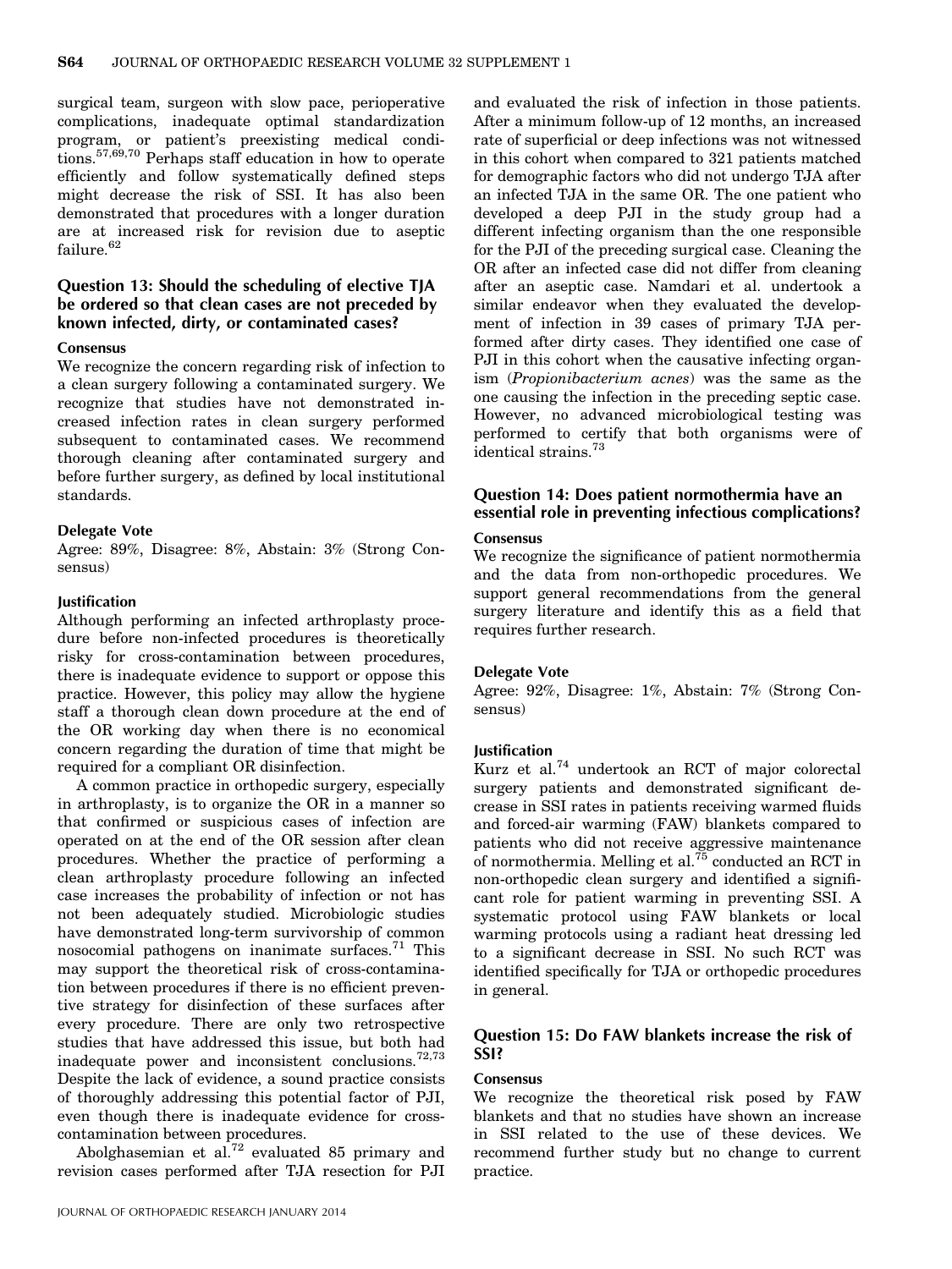surgical team, surgeon with slow pace, perioperative complications, inadequate optimal standardization program, or patient's preexisting medical conditions.[57,69,70] Perhaps staff education in how to operate efficiently and follow systematically defined steps might decrease the risk of SSI. It has also been demonstrated that procedures with a longer duration are at increased risk for revision due to aseptic failure.[62]

### Question 13: Should the scheduling of elective TJA be ordered so that clean cases are not preceded by known infected, dirty, or contaminated cases?

#### Consensus

We recognize the concern regarding risk of infection to a clean surgery following a contaminated surgery. We recognize that studies have not demonstrated increased infection rates in clean surgery performed subsequent to contaminated cases. We recommend thorough cleaning after contaminated surgery and before further surgery, as defined by local institutional standards.

#### Delegate Vote

Agree: 89%, Disagree: 8%, Abstain: 3% (Strong Consensus)

#### Justification

Although performing an infected arthroplasty procedure before non-infected procedures is theoretically risky for cross-contamination between procedures, there is inadequate evidence to support or oppose this practice. However, this policy may allow the hygiene staff a thorough clean down procedure at the end of the OR working day when there is no economical concern regarding the duration of time that might be required for a compliant OR disinfection.

A common practice in orthopedic surgery, especially in arthroplasty, is to organize the OR in a manner so that confirmed or suspicious cases of infection are operated on at the end of the OR session after clean procedures. Whether the practice of performing a clean arthroplasty procedure following an infected case increases the probability of infection or not has not been adequately studied. Microbiologic studies have demonstrated long-term survivorship of common nosocomial pathogens on inanimate surfaces.[71] This may support the theoretical risk of cross-contamination between procedures if there is no efficient preventive strategy for disinfection of these surfaces after every procedure. There are only two retrospective studies that have addressed this issue, but both had inadequate power and inconsistent conclusions.[72,73] Despite the lack of evidence, a sound practice consists of thoroughly addressing this potential factor of PJI, even though there is inadequate evidence for cross-contamination between procedures.

Abolghasemian et al.[72] evaluated 85 primary and revision cases performed after TJA resection for PJI and evaluated the risk of infection in those patients. After a minimum follow-up of 12 months, an increased rate of superficial or deep infections was not witnessed in this cohort when compared to 321 patients matched for demographic factors who did not undergo TJA after an infected TJA in the same OR. The one patient who developed a deep PJI in the study group had a different infecting organism than the one responsible for the PJI of the preceding surgical case. Cleaning the OR after an infected case did not differ from cleaning after an aseptic case. Namdari et al. undertook a similar endeavor when they evaluated the development of infection in 39 cases of primary TJA performed after dirty cases. They identified one case of PJI in this cohort when the causative infecting organism (*Propionibacterium acnes*) was the same as the one causing the infection in the preceding septic case. However, no advanced microbiological testing was performed to certify that both organisms were of identical strains.[73]

### Question 14: Does patient normothermia have an essential role in preventing infectious complications?

#### Consensus

We recognize the significance of patient normothermia and the data from non-orthopedic procedures. We support general recommendations from the general surgery literature and identify this as a field that requires further research.

#### Delegate Vote

Agree: 92%, Disagree: 1%, Abstain: 7% (Strong Consensus)

#### Justification

Kurz et al.[74] undertook an RCT of major colorectal surgery patients and demonstrated significant decrease in SSI rates in patients receiving warmed fluids and forced-air warming (FAW) blankets compared to patients who did not receive aggressive maintenance of normothermia. Melling et al.[75] conducted an RCT in non-orthopedic clean surgery and identified a significant role for patient warming in preventing SSI. A systematic protocol using FAW blankets or local warming protocols using a radiant heat dressing led to a significant decrease in SSI. No such RCT was identified specifically for TJA or orthopedic procedures in general.

### Question 15: Do FAW blankets increase the risk of SSI?

#### Consensus

We recognize the theoretical risk posed by FAW blankets and that no studies have shown an increase in SSI related to the use of these devices. We recommend further study but no change to current practice.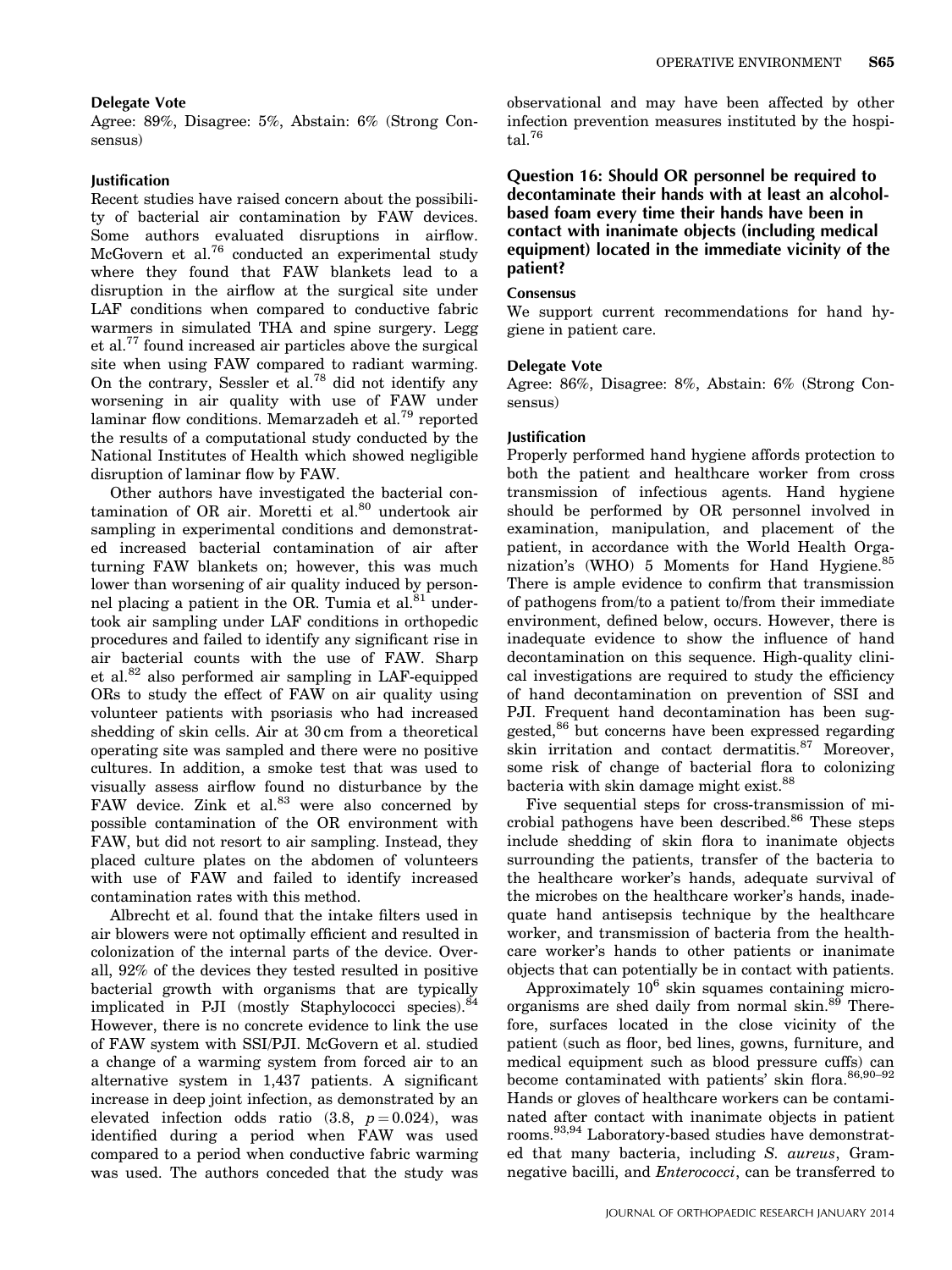#### Delegate Vote

Agree: 89%, Disagree: 5%, Abstain: 6% (Strong Consensus)

#### Justification

Recent studies have raised concern about the possibility of bacterial air contamination by FAW devices. Some authors evaluated disruptions in airflow. McGovern et al.[76] conducted an experimental study where they found that FAW blankets lead to a disruption in the airflow at the surgical site under LAF conditions when compared to conductive fabric warmers in simulated THA and spine surgery. Legg et al.[77] found increased air particles above the surgical site when using FAW compared to radiant warming. On the contrary, Sessler et al.[78] did not identify any worsening in air quality with use of FAW under laminar flow conditions. Memarzadeh et al.[79] reported the results of a computational study conducted by the National Institutes of Health which showed negligible disruption of laminar flow by FAW.

Other authors have investigated the bacterial contamination of OR air. Moretti et al.[80] undertook air sampling in experimental conditions and demonstrated increased bacterial contamination of air after turning FAW blankets on; however, this was much lower than worsening of air quality induced by personnel placing a patient in the OR. Tumia et al.[81] undertook air sampling under LAF conditions in orthopedic procedures and failed to identify any significant rise in air bacterial counts with the use of FAW. Sharp et al.[82] also performed air sampling in LAF-equipped ORs to study the effect of FAW on air quality using volunteer patients with psoriasis who had increased shedding of skin cells. Air at 30 cm from a theoretical operating site was sampled and there were no positive cultures. In addition, a smoke test that was used to visually assess airflow found no disturbance by the FAW device. Zink et al.[83] were also concerned by possible contamination of the OR environment with FAW, but did not resort to air sampling. Instead, they placed culture plates on the abdomen of volunteers with use of FAW and failed to identify increased contamination rates with this method.

Albrecht et al. found that the intake filters used in air blowers were not optimally efficient and resulted in colonization of the internal parts of the device. Overall, 92% of the devices they tested resulted in positive bacterial growth with organisms that are typically implicated in PJI (mostly Staphylococci species).[84] However, there is no concrete evidence to link the use of FAW system with SSI/PJI. McGovern et al. studied a change of a warming system from forced air to an alternative system in 1,437 patients. A significant increase in deep joint infection, as demonstrated by an elevated infection odds ratio (3.8, $p = 0.024$), was identified during a period when FAW was used compared to a period when conductive fabric warming was used. The authors conceded that the study was observational and may have been affected by other infection prevention measures instituted by the hospital.[76]

### Question 16: Should OR personnel be required to decontaminate their hands with at least an alcohol-based foam every time their hands have been in contact with inanimate objects (including medical equipment) located in the immediate vicinity of the patient?

#### Consensus

We support current recommendations for hand hygiene in patient care.

#### Delegate Vote

Agree: 86%, Disagree: 8%, Abstain: 6% (Strong Consensus)

#### Justification

Properly performed hand hygiene affords protection to both the patient and healthcare worker from cross transmission of infectious agents. Hand hygiene should be performed by OR personnel involved in examination, manipulation, and placement of the patient, in accordance with the World Health Organization's (WHO) 5 Moments for Hand Hygiene.[85] There is ample evidence to confirm that transmission of pathogens from/to a patient to/from their immediate environment, defined below, occurs. However, there is inadequate evidence to show the influence of hand decontamination on this sequence. High-quality clinical investigations are required to study the efficiency of hand decontamination on prevention of SSI and PJI. Frequent hand decontamination has been suggested,[86] but concerns have been expressed regarding skin irritation and contact dermatitis.[87] Moreover, some risk of change of bacterial flora to colonizing bacteria with skin damage might exist.[88]

Five sequential steps for cross-transmission of microbial pathogens have been described.[86] These steps include shedding of skin flora to inanimate objects surrounding the patients, transfer of the bacteria to the healthcare worker's hands, adequate survival of the microbes on the healthcare worker's hands, inadequate hand antisepsis technique by the healthcare worker, and transmission of bacteria from the healthcare worker's hands to other patients or inanimate objects that can potentially be in contact with patients.

Approximately $10^6$ skin squames containing microorganisms are shed daily from normal skin.[89] Therefore, surfaces located in the close vicinity of the patient (such as floor, bed lines, gowns, furniture, and medical equipment such as blood pressure cuffs) can become contaminated with patients' skin flora.[86,90–92] Hands or gloves of healthcare workers can be contaminated after contact with inanimate objects in patient rooms.[93,94] Laboratory-based studies have demonstrated that many bacteria, including *S. aureus*, Gram-negative bacilli, and *Enterococci*, can be transferred to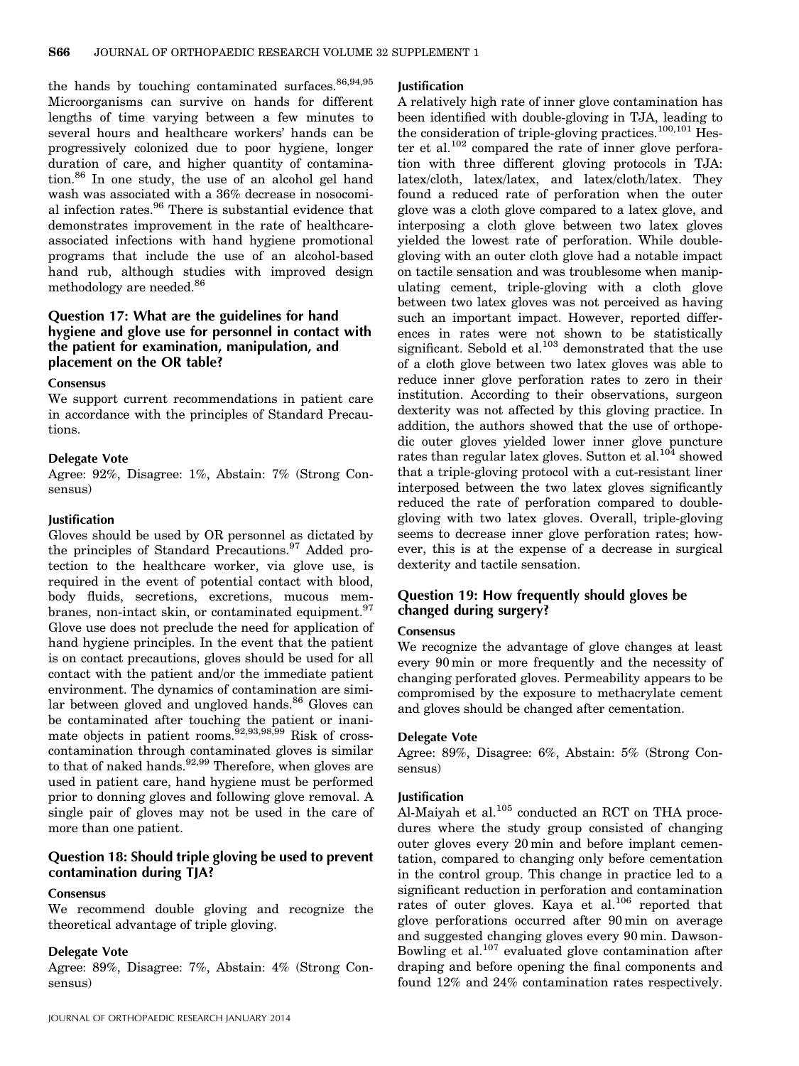the hands by touching contaminated surfaces.[86,94,95] Microorganisms can survive on hands for different lengths of time varying between a few minutes to several hours and healthcare workers' hands can be progressively colonized due to poor hygiene, longer duration of care, and higher quantity of contamination.[86] In one study, the use of an alcohol gel hand wash was associated with a 36% decrease in nosocomial infection rates.[96] There is substantial evidence that demonstrates improvement in the rate of healthcare-associated infections with hand hygiene promotional programs that include the use of an alcohol-based hand rub, although studies with improved design methodology are needed.[86]

## Question 17: What are the guidelines for hand hygiene and glove use for personnel in contact with the patient for examination, manipulation, and placement on the OR table?

### Consensus

We support current recommendations in patient care in accordance with the principles of Standard Precautions.

### Delegate Vote

Agree: 92%, Disagree: 1%, Abstain: 7% (Strong Consensus)

### Justification

Gloves should be used by OR personnel as dictated by the principles of Standard Precautions.[97] Added protection to the healthcare worker, via glove use, is required in the event of potential contact with blood, body fluids, secretions, excretions, mucous membranes, non-intact skin, or contaminated equipment.[97] Glove use does not preclude the need for application of hand hygiene principles. In the event that the patient is on contact precautions, gloves should be used for all contact with the patient and/or the immediate patient environment. The dynamics of contamination are similar between gloved and ungloved hands.[86] Gloves can be contaminated after touching the patient or inanimate objects in patient rooms.[92,93,98,99] Risk of cross-contamination through contaminated gloves is similar to that of naked hands.[92,99] Therefore, when gloves are used in patient care, hand hygiene must be performed prior to donning gloves and following glove removal. A single pair of gloves may not be used in the care of more than one patient.

## Question 18: Should triple gloving be used to prevent contamination during TJA?

### Consensus

We recommend double gloving and recognize the theoretical advantage of triple gloving.

### Delegate Vote

Agree: 89%, Disagree: 7%, Abstain: 4% (Strong Consensus)

### Justification

A relatively high rate of inner glove contamination has been identified with double-gloving in TJA, leading to the consideration of triple-gloving practices.[100,101] Hester et al.[102] compared the rate of inner glove perforation with three different gloving protocols in TJA: latex/cloth, latex/latex, and latex/cloth/latex. They found a reduced rate of perforation when the outer glove was a cloth glove compared to a latex glove, and interposing a cloth glove between two latex gloves yielded the lowest rate of perforation. While double-gloving with an outer cloth glove had a notable impact on tactile sensation and was troublesome when manipulating cement, triple-gloving with a cloth glove between two latex gloves was not perceived as having such an important impact. However, reported differences in rates were not shown to be statistically significant. Sebold et al.[103] demonstrated that the use of a cloth glove between two latex gloves was able to reduce inner glove perforation rates to zero in their institution. According to their observations, surgeon dexterity was not affected by this gloving practice. In addition, the authors showed that the use of orthopedic outer gloves yielded lower inner glove puncture rates than regular latex gloves. Sutton et al.[104] showed that a triple-gloving protocol with a cut-resistant liner interposed between the two latex gloves significantly reduced the rate of perforation compared to double-gloving with two latex gloves. Overall, triple-gloving seems to decrease inner glove perforation rates; however, this is at the expense of a decrease in surgical dexterity and tactile sensation.

## Question 19: How frequently should gloves be changed during surgery?

### Consensus

We recognize the advantage of glove changes at least every 90 min or more frequently and the necessity of changing perforated gloves. Permeability appears to be compromised by the exposure to methacrylate cement and gloves should be changed after cementation.

### Delegate Vote

Agree: 89%, Disagree: 6%, Abstain: 5% (Strong Consensus)

### Justification

Al-Maiyah et al.[105] conducted an RCT on THA procedures where the study group consisted of changing outer gloves every 20 min and before implant cementation, compared to changing only before cementation in the control group. This change in practice led to a significant reduction in perforation and contamination rates of outer gloves. Kaya et al.[106] reported that glove perforations occurred after 90 min on average and suggested changing gloves every 90 min. Dawson-Bowling et al.[107] evaluated glove contamination after draping and before opening the final components and found 12% and 24% contamination rates respectively.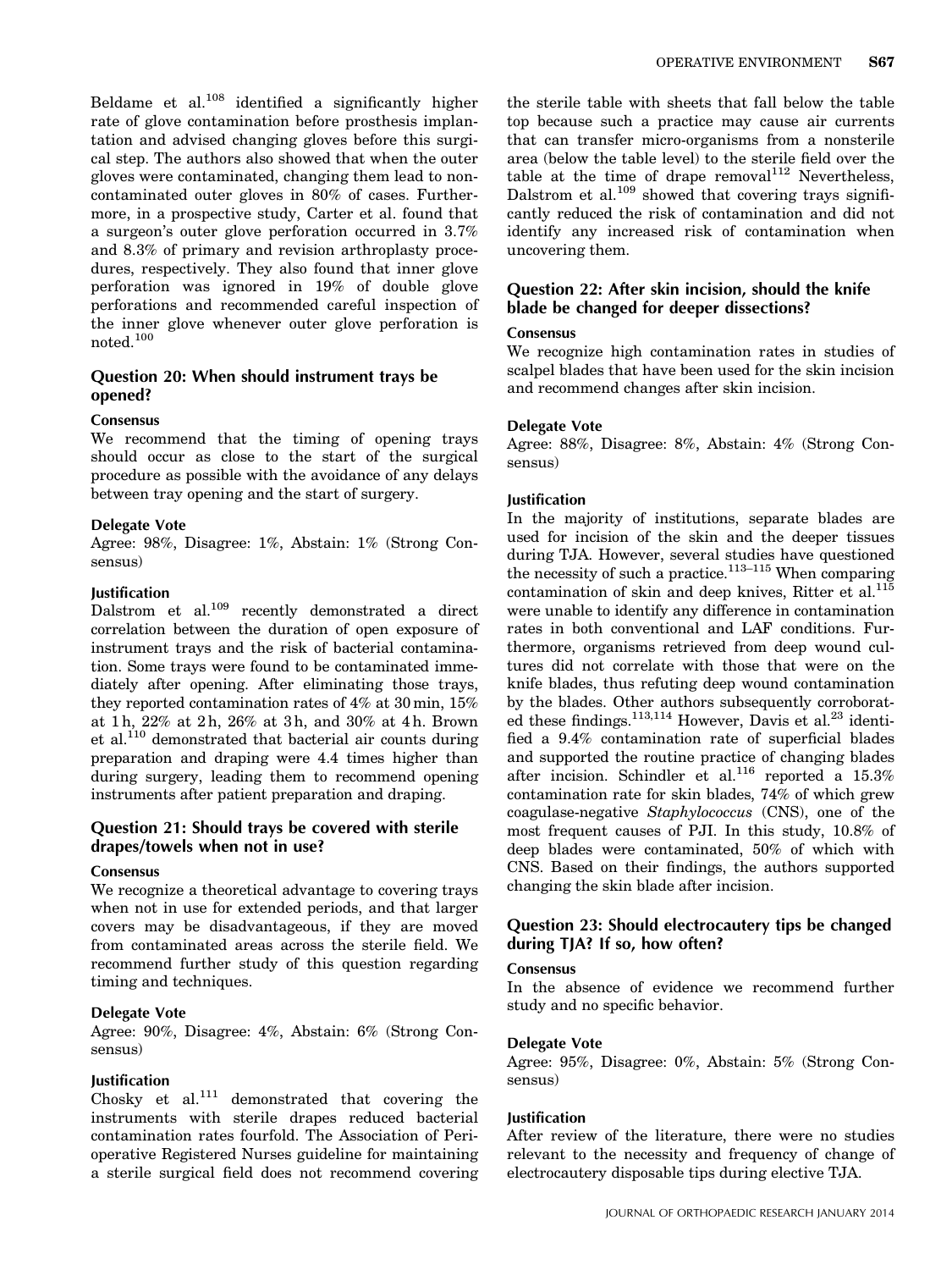Beldame et al.[108] identified a significantly higher rate of glove contamination before prosthesis implantation and advised changing gloves before this surgical step. The authors also showed that when the outer gloves were contaminated, changing them lead to non-contaminated outer gloves in 80% of cases. Furthermore, in a prospective study, Carter et al. found that a surgeon's outer glove perforation occurred in 3.7% and 8.3% of primary and revision arthroplasty procedures, respectively. They also found that inner glove perforation was ignored in 19% of double glove perforations and recommended careful inspection of the inner glove whenever outer glove perforation is noted.[100]

## Question 20: When should instrument trays be opened?

### Consensus

We recommend that the timing of opening trays should occur as close to the start of the surgical procedure as possible with the avoidance of any delays between tray opening and the start of surgery.

### Delegate Vote

Agree: 98%, Disagree: 1%, Abstain: 1% (Strong Consensus)

### Justification

Dalstrom et al.[109] recently demonstrated a direct correlation between the duration of open exposure of instrument trays and the risk of bacterial contamination. Some trays were found to be contaminated immediately after opening. After eliminating those trays, they reported contamination rates of 4% at 30 min, 15% at 1 h, 22% at 2 h, 26% at 3 h, and 30% at 4 h. Brown et al.[110] demonstrated that bacterial air counts during preparation and draping were 4.4 times higher than during surgery, leading them to recommend opening instruments after patient preparation and draping.

## Question 21: Should trays be covered with sterile drapes/towels when not in use?

### Consensus

We recognize a theoretical advantage to covering trays when not in use for extended periods, and that larger covers may be disadvantageous, if they are moved from contaminated areas across the sterile field. We recommend further study of this question regarding timing and techniques.

### Delegate Vote

Agree: 90%, Disagree: 4%, Abstain: 6% (Strong Consensus)

### Justification

Chosky et al.[111] demonstrated that covering the instruments with sterile drapes reduced bacterial contamination rates fourfold. The Association of Perioperative Registered Nurses guideline for maintaining a sterile surgical field does not recommend covering the sterile table with sheets that fall below the table top because such a practice may cause air currents that can transfer micro-organisms from a nonsterile area (below the table level) to the sterile field over the table at the time of drape removal[112] Nevertheless, Dalstrom et al.[109] showed that covering trays significantly reduced the risk of contamination and did not identify any increased risk of contamination when uncovering them.

## Question 22: After skin incision, should the knife blade be changed for deeper dissections?

### Consensus

We recognize high contamination rates in studies of scalpel blades that have been used for the skin incision and recommend changes after skin incision.

### Delegate Vote

Agree: 88%, Disagree: 8%, Abstain: 4% (Strong Consensus)

### Justification

In the majority of institutions, separate blades are used for incision of the skin and the deeper tissues during TJA. However, several studies have questioned the necessity of such a practice.[113–115] When comparing contamination of skin and deep knives, Ritter et al.[115] were unable to identify any difference in contamination rates in both conventional and LAF conditions. Furthermore, organisms retrieved from deep wound cultures did not correlate with those that were on the knife blades, thus refuting deep wound contamination by the blades. Other authors subsequently corroborated these findings.[113,114] However, Davis et al.[23] identified a 9.4% contamination rate of superficial blades and supported the routine practice of changing blades after incision. Schindler et al.[116] reported a 15.3% contamination rate for skin blades, 74% of which grew coagulase-negative *Staphylococcus* (CNS), one of the most frequent causes of PJI. In this study, 10.8% of deep blades were contaminated, 50% of which with CNS. Based on their findings, the authors supported changing the skin blade after incision.

## Question 23: Should electrocautery tips be changed during TJA? If so, how often?

### Consensus

In the absence of evidence we recommend further study and no specific behavior.

### Delegate Vote

Agree: 95%, Disagree: 0%, Abstain: 5% (Strong Consensus)

### Justification

After review of the literature, there were no studies relevant to the necessity and frequency of change of electrocautery disposable tips during elective TJA.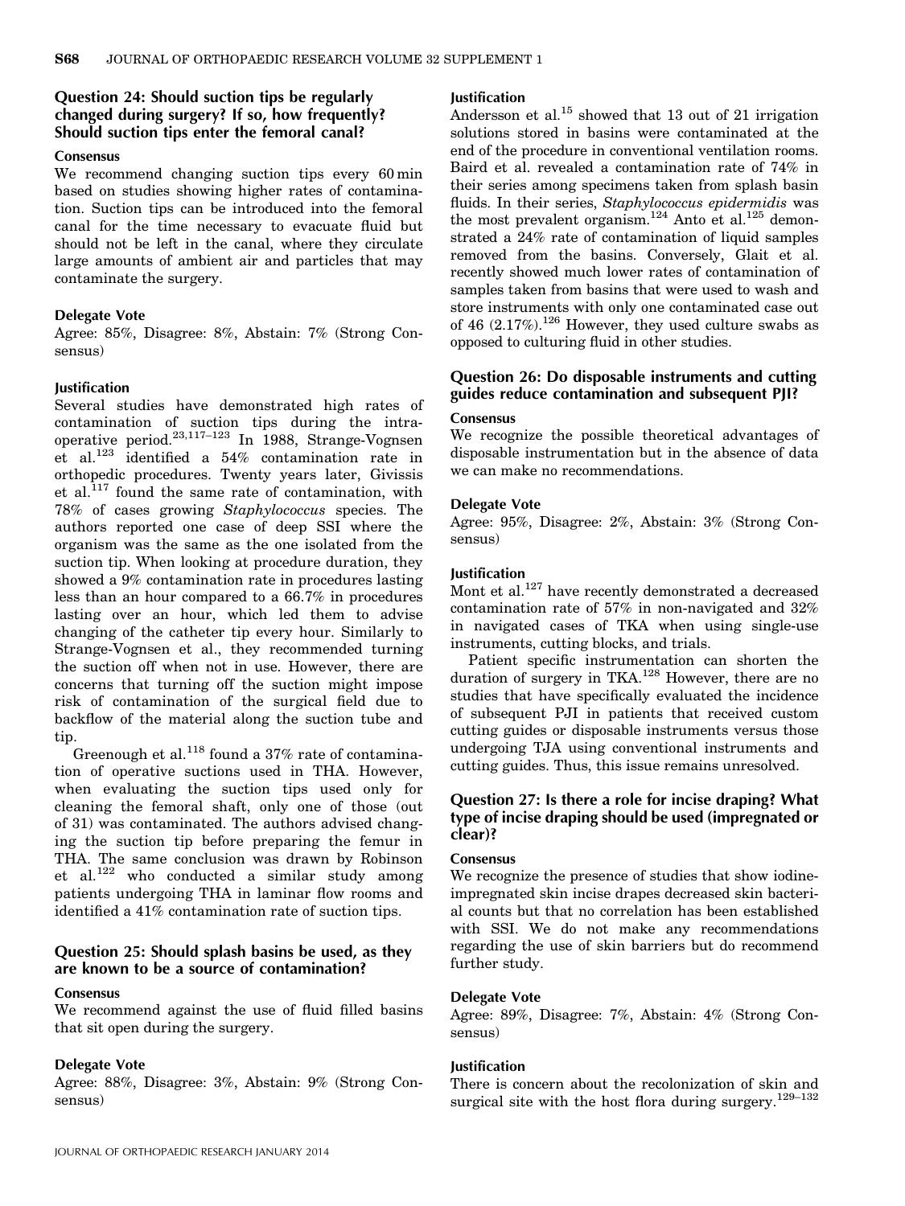### Question 24: Should suction tips be regularly changed during surgery? If so, how frequently? Should suction tips enter the femoral canal?

#### Consensus

We recommend changing suction tips every 60 min based on studies showing higher rates of contamination. Suction tips can be introduced into the femoral canal for the time necessary to evacuate fluid but should not be left in the canal, where they circulate large amounts of ambient air and particles that may contaminate the surgery.

#### Delegate Vote

Agree: 85%, Disagree: 8%, Abstain: 7% (Strong Consensus)

#### Justification

Several studies have demonstrated high rates of contamination of suction tips during the intraoperative period.[23,117–123] In 1988, Strange-Vognsen et al.[123] identified a 54% contamination rate in orthopedic procedures. Twenty years later, Givissis et al.[117] found the same rate of contamination, with 78% of cases growing *Staphylococcus* species. The authors reported one case of deep SSI where the organism was the same as the one isolated from the suction tip. When looking at procedure duration, they showed a 9% contamination rate in procedures lasting less than an hour compared to a 66.7% in procedures lasting over an hour, which led them to advise changing of the catheter tip every hour. Similarly to Strange-Vognsen et al., they recommended turning the suction off when not in use. However, there are concerns that turning off the suction might impose risk of contamination of the surgical field due to backflow of the material along the suction tube and tip.

Greenough et al.[118] found a 37% rate of contamination of operative suctions used in THA. However, when evaluating the suction tips used only for cleaning the femoral shaft, only one of those (out of 31) was contaminated. The authors advised changing the suction tip before preparing the femur in THA. The same conclusion was drawn by Robinson et al.[122] who conducted a similar study among patients undergoing THA in laminar flow rooms and identified a 41% contamination rate of suction tips.

### Question 25: Should splash basins be used, as they are known to be a source of contamination?

#### Consensus

We recommend against the use of fluid filled basins that sit open during the surgery.

#### Delegate Vote

Agree: 88%, Disagree: 3%, Abstain: 9% (Strong Consensus)

#### Justification

Andersson et al.[15] showed that 13 out of 21 irrigation solutions stored in basins were contaminated at the end of the procedure in conventional ventilation rooms. Baird et al. revealed a contamination rate of 74% in their series among specimens taken from splash basin fluids. In their series, *Staphylococcus epidermidis* was the most prevalent organism.[124] Anto et al.[125] demonstrated a 24% rate of contamination of liquid samples removed from the basins. Conversely, Glait et al. recently showed much lower rates of contamination of samples taken from basins that were used to wash and store instruments with only one contaminated case out of 46 (2.17%).[126] However, they used culture swabs as opposed to culturing fluid in other studies.

### Question 26: Do disposable instruments and cutting guides reduce contamination and subsequent PJI?

#### Consensus

We recognize the possible theoretical advantages of disposable instrumentation but in the absence of data we can make no recommendations.

#### Delegate Vote

Agree: 95%, Disagree: 2%, Abstain: 3% (Strong Consensus)

#### Justification

Mont et al.[127] have recently demonstrated a decreased contamination rate of 57% in non-navigated and 32% in navigated cases of TKA when using single-use instruments, cutting blocks, and trials.

Patient specific instrumentation can shorten the duration of surgery in TKA.[128] However, there are no studies that have specifically evaluated the incidence of subsequent PJI in patients that received custom cutting guides or disposable instruments versus those undergoing TJA using conventional instruments and cutting guides. Thus, this issue remains unresolved.

### Question 27: Is there a role for incise draping? What type of incise draping should be used (impregnated or clear)?

#### Consensus

We recognize the presence of studies that show iodine-impregnated skin incise drapes decreased skin bacterial counts but that no correlation has been established with SSI. We do not make any recommendations regarding the use of skin barriers but do recommend further study.

#### Delegate Vote

Agree: 89%, Disagree: 7%, Abstain: 4% (Strong Consensus)

#### Justification

There is concern about the recolonization of skin and surgical site with the host flora during surgery.[129–132]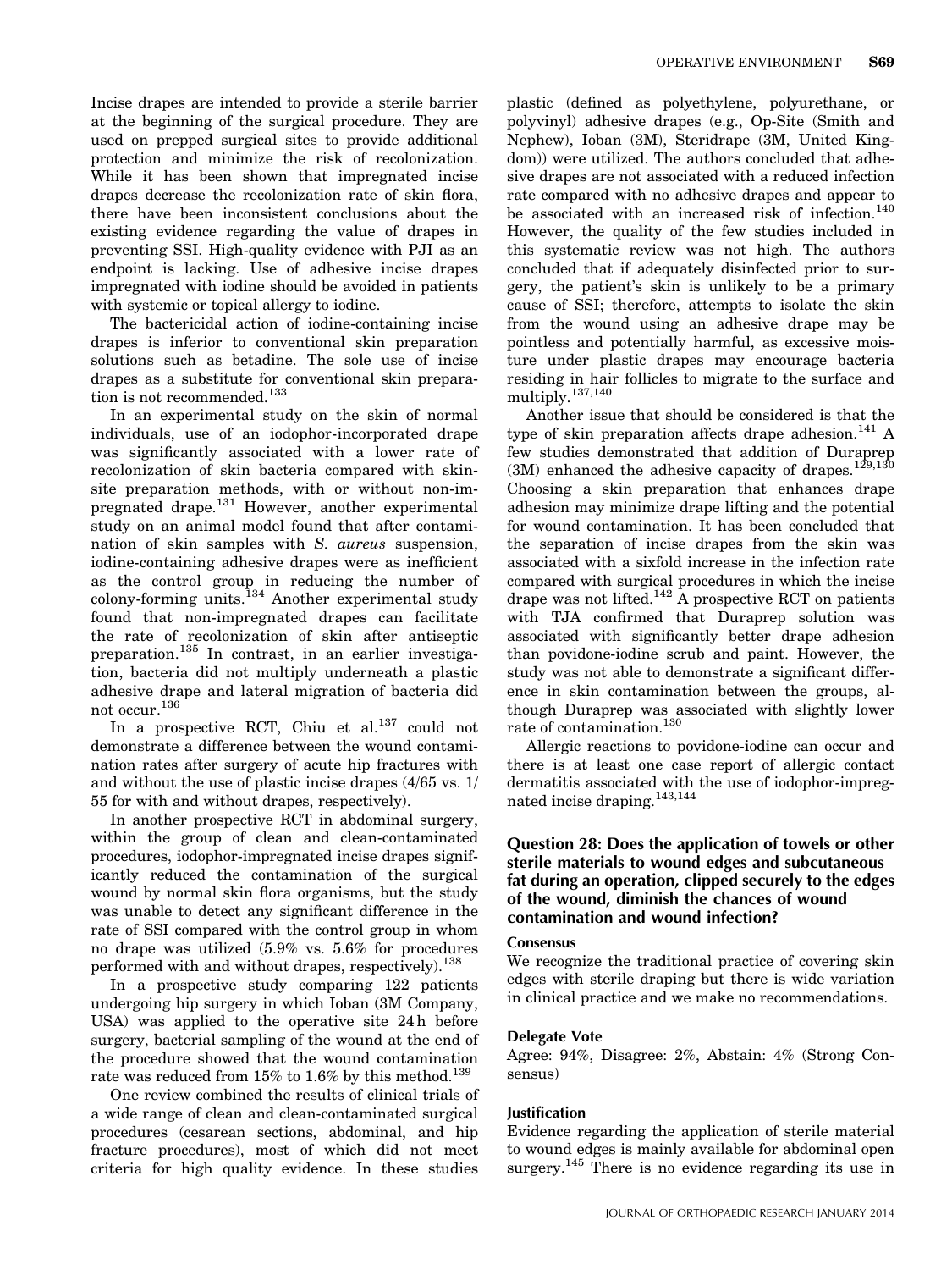Incise drapes are intended to provide a sterile barrier at the beginning of the surgical procedure. They are used on prepped surgical sites to provide additional protection and minimize the risk of recolonization. While it has been shown that impregnated incise drapes decrease the recolonization rate of skin flora, there have been inconsistent conclusions about the existing evidence regarding the value of drapes in preventing SSI. High-quality evidence with PJI as an endpoint is lacking. Use of adhesive incise drapes impregnated with iodine should be avoided in patients with systemic or topical allergy to iodine.

The bactericidal action of iodine-containing incise drapes is inferior to conventional skin preparation solutions such as betadine. The sole use of incise drapes as a substitute for conventional skin preparation is not recommended.[133]

In an experimental study on the skin of normal individuals, use of an iodophor-incorporated drape was significantly associated with a lower rate of recolonization of skin bacteria compared with skin-site preparation methods, with or without non-impregnated drape.[131] However, another experimental study on an animal model found that after contamination of skin samples with *S. aureus* suspension, iodine-containing adhesive drapes were as inefficient as the control group in reducing the number of colony-forming units.[134] Another experimental study found that non-impregnated drapes can facilitate the rate of recolonization of skin after antiseptic preparation.[135] In contrast, in an earlier investigation, bacteria did not multiply underneath a plastic adhesive drape and lateral migration of bacteria did not occur.[136]

In a prospective RCT, Chiu et al.[137] could not demonstrate a difference between the wound contamination rates after surgery of acute hip fractures with and without the use of plastic incise drapes (4/65 vs. 1/55 for with and without drapes, respectively).

In another prospective RCT in abdominal surgery, within the group of clean and clean-contaminated procedures, iodophor-impregnated incise drapes significantly reduced the contamination of the surgical wound by normal skin flora organisms, but the study was unable to detect any significant difference in the rate of SSI compared with the control group in whom no drape was utilized (5.9% vs. 5.6% for procedures performed with and without drapes, respectively).[138]

In a prospective study comparing 122 patients undergoing hip surgery in which Ioban (3M Company, USA) was applied to the operative site 24 h before surgery, bacterial sampling of the wound at the end of the procedure showed that the wound contamination rate was reduced from 15% to 1.6% by this method.[139]

One review combined the results of clinical trials of a wide range of clean and clean-contaminated surgical procedures (cesarean sections, abdominal, and hip fracture procedures), most of which did not meet criteria for high quality evidence. In these studies plastic (defined as polyethylene, polyurethane, or polyvinyl) adhesive drapes (e.g., Op-Site (Smith and Nephew), Ioban (3M), Steridrape (3M, United Kingdom)) were utilized. The authors concluded that adhesive drapes are not associated with a reduced infection rate compared with no adhesive drapes and appear to be associated with an increased risk of infection.[140] However, the quality of the few studies included in this systematic review was not high. The authors concluded that if adequately disinfected prior to surgery, the patient's skin is unlikely to be a primary cause of SSI; therefore, attempts to isolate the skin from the wound using an adhesive drape may be pointless and potentially harmful, as excessive moisture under plastic drapes may encourage bacteria residing in hair follicles to migrate to the surface and multiply.[137,140]

Another issue that should be considered is that the type of skin preparation affects drape adhesion.[141] A few studies demonstrated that addition of Duraprep (3M) enhanced the adhesive capacity of drapes.[129,130] Choosing a skin preparation that enhances drape adhesion may minimize drape lifting and the potential for wound contamination. It has been concluded that the separation of incise drapes from the skin was associated with a sixfold increase in the infection rate compared with surgical procedures in which the incise drape was not lifted.[142] A prospective RCT on patients with TJA confirmed that Duraprep solution was associated with significantly better drape adhesion than povidone-iodine scrub and paint. However, the study was not able to demonstrate a significant difference in skin contamination between the groups, although Duraprep was associated with slightly lower rate of contamination.[130]

Allergic reactions to povidone-iodine can occur and there is at least one case report of allergic contact dermatitis associated with the use of iodophor-impregnated incise draping.[143,144]

## Question 28: Does the application of towels or other sterile materials to wound edges and subcutaneous fat during an operation, clipped securely to the edges of the wound, diminish the chances of wound contamination and wound infection?

### Consensus

We recognize the traditional practice of covering skin edges with sterile draping but there is wide variation in clinical practice and we make no recommendations.

### Delegate Vote

Agree: 94%, Disagree: 2%, Abstain: 4% (Strong Consensus)

### Justification

Evidence regarding the application of sterile material to wound edges is mainly available for abdominal open surgery.[145] There is no evidence regarding its use in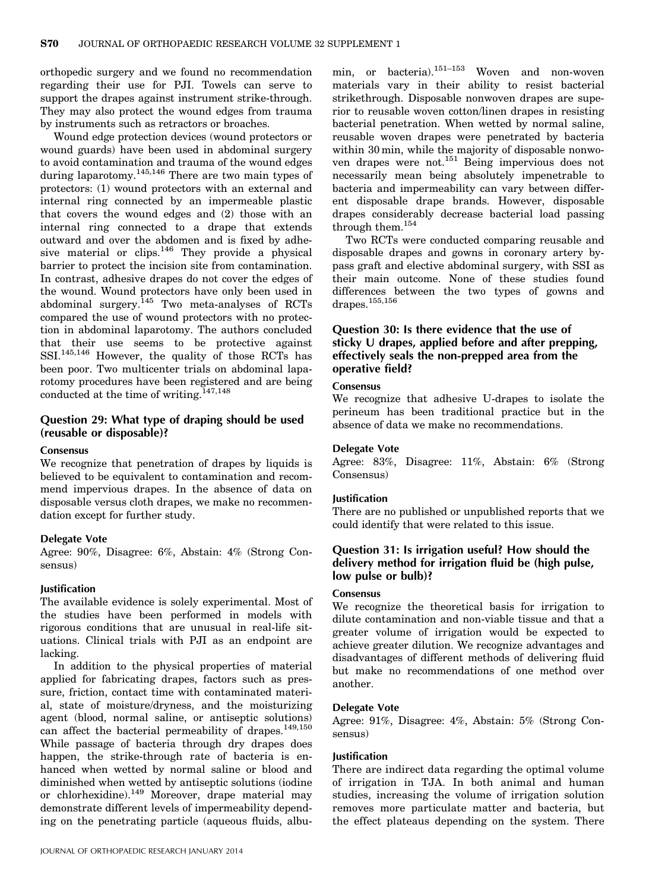orthopedic surgery and we found no recommendation regarding their use for PJI. Towels can serve to support the drapes against instrument strike-through. They may also protect the wound edges from trauma by instruments such as retractors or broaches.

Wound edge protection devices (wound protectors or wound guards) have been used in abdominal surgery to avoid contamination and trauma of the wound edges during laparotomy.[145,146] There are two main types of protectors: (1) wound protectors with an external and internal ring connected by an impermeable plastic that covers the wound edges and (2) those with an internal ring connected to a drape that extends outward and over the abdomen and is fixed by adhesive material or clips.[146] They provide a physical barrier to protect the incision site from contamination. In contrast, adhesive drapes do not cover the edges of the wound. Wound protectors have only been used in abdominal surgery.[145] Two meta-analyses of RCTs compared the use of wound protectors with no protection in abdominal laparotomy. The authors concluded that their use seems to be protective against SSI.[145,146] However, the quality of those RCTs has been poor. Two multicenter trials on abdominal laparotomy procedures have been registered and are being conducted at the time of writing.[147,148]

## Question 29: What type of draping should be used (reusable or disposable)?

### Consensus

We recognize that penetration of drapes by liquids is believed to be equivalent to contamination and recommend impervious drapes. In the absence of data on disposable versus cloth drapes, we make no recommendation except for further study.

### Delegate Vote

Agree: 90%, Disagree: 6%, Abstain: 4% (Strong Consensus)

### Justification

The available evidence is solely experimental. Most of the studies have been performed in models with rigorous conditions that are unusual in real-life situations. Clinical trials with PJI as an endpoint are lacking.

In addition to the physical properties of material applied for fabricating drapes, factors such as pressure, friction, contact time with contaminated material, state of moisture/dryness, and the moisturizing agent (blood, normal saline, or antiseptic solutions) can affect the bacterial permeability of drapes.[149,150] While passage of bacteria through dry drapes does happen, the strike-through rate of bacteria is enhanced when wetted by normal saline or blood and diminished when wetted by antiseptic solutions (iodine or chlorhexidine).[149] Moreover, drape material may demonstrate different levels of impermeability depending on the penetrating particle (aqueous fluids, albumin, or bacteria).[151–153] Woven and non-woven materials vary in their ability to resist bacterial strikethrough. Disposable nonwoven drapes are superior to reusable woven cotton/linen drapes in resisting bacterial penetration. When wetted by normal saline, reusable woven drapes were penetrated by bacteria within 30 min, while the majority of disposable nonwoven drapes were not.[151] Being impervious does not necessarily mean being absolutely impenetrable to bacteria and impermeability can vary between different disposable drape brands. However, disposable drapes considerably decrease bacterial load passing through them.[154]

Two RCTs were conducted comparing reusable and disposable drapes and gowns in coronary artery bypass graft and elective abdominal surgery, with SSI as their main outcome. None of these studies found differences between the two types of gowns and drapes.[155,156]

## Question 30: Is there evidence that the use of sticky U drapes, applied before and after prepping, effectively seals the non-prepped area from the operative field?

### Consensus

We recognize that adhesive U-drapes to isolate the perineum has been traditional practice but in the absence of data we make no recommendations.

### Delegate Vote

Agree: 83%, Disagree: 11%, Abstain: 6% (Strong Consensus)

### Justification

There are no published or unpublished reports that we could identify that were related to this issue.

## Question 31: Is irrigation useful? How should the delivery method for irrigation fluid be (high pulse, low pulse or bulb)?

### Consensus

We recognize the theoretical basis for irrigation to dilute contamination and non-viable tissue and that a greater volume of irrigation would be expected to achieve greater dilution. We recognize advantages and disadvantages of different methods of delivering fluid but make no recommendations of one method over another.

### Delegate Vote

Agree: 91%, Disagree: 4%, Abstain: 5% (Strong Consensus)

### Justification

There are indirect data regarding the optimal volume of irrigation in TJA. In both animal and human studies, increasing the volume of irrigation solution removes more particulate matter and bacteria, but the effect plateaus depending on the system. There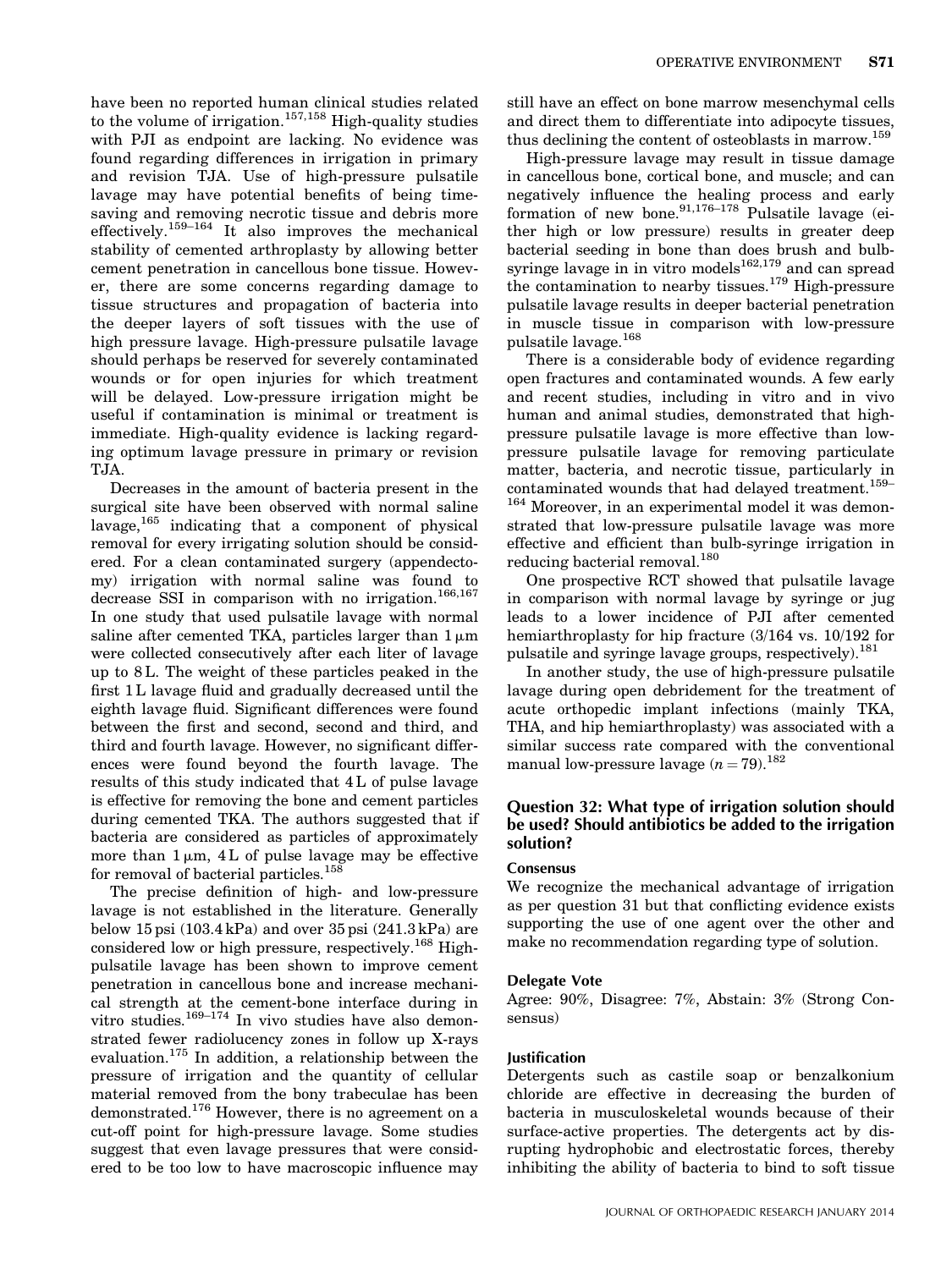have been no reported human clinical studies related to the volume of irrigation.[157,158] High-quality studies with PJI as endpoint are lacking. No evidence was found regarding differences in irrigation in primary and revision TJA. Use of high-pressure pulsatile lavage may have potential benefits of being time-saving and removing necrotic tissue and debris more effectively.[159–164] It also improves the mechanical stability of cemented arthroplasty by allowing better cement penetration in cancellous bone tissue. However, there are some concerns regarding damage to tissue structures and propagation of bacteria into the deeper layers of soft tissues with the use of high pressure lavage. High-pressure pulsatile lavage should perhaps be reserved for severely contaminated wounds or for open injuries for which treatment will be delayed. Low-pressure irrigation might be useful if contamination is minimal or treatment is immediate. High-quality evidence is lacking regarding optimum lavage pressure in primary or revision TJA.

Decreases in the amount of bacteria present in the surgical site have been observed with normal saline lavage,[165] indicating that a component of physical removal for every irrigating solution should be considered. For a clean contaminated surgery (appendectomy) irrigation with normal saline was found to decrease SSI in comparison with no irrigation.[166,167] In one study that used pulsatile lavage with normal saline after cemented TKA, particles larger than 1 μm were collected consecutively after each liter of lavage up to 8 L. The weight of these particles peaked in the first 1 L lavage fluid and gradually decreased until the eighth lavage fluid. Significant differences were found between the first and second, second and third, and third and fourth lavage. However, no significant differences were found beyond the fourth lavage. The results of this study indicated that 4 L of pulse lavage is effective for removing the bone and cement particles during cemented TKA. The authors suggested that if bacteria are considered as particles of approximately more than 1 μm, 4 L of pulse lavage may be effective for removal of bacterial particles.[158]

The precise definition of high- and low-pressure lavage is not established in the literature. Generally below 15 psi (103.4 kPa) and over 35 psi (241.3 kPa) are considered low or high pressure, respectively.[168] High-pulsatile lavage has been shown to improve cement penetration in cancellous bone and increase mechanical strength at the cement-bone interface during in vitro studies.[169–174] In vivo studies have also demonstrated fewer radiolucency zones in follow up X-rays evaluation.[175] In addition, a relationship between the pressure of irrigation and the quantity of cellular material removed from the bony trabeculae has been demonstrated.[176] However, there is no agreement on a cut-off point for high-pressure lavage. Some studies suggest that even lavage pressures that were considered to be too low to have macroscopic influence may still have an effect on bone marrow mesenchymal cells and direct them to differentiate into adipocyte tissues, thus declining the content of osteoblasts in marrow.[159]

High-pressure lavage may result in tissue damage in cancellous bone, cortical bone, and muscle; and can negatively influence the healing process and early formation of new bone.[91,176–178] Pulsatile lavage (either high or low pressure) results in greater deep bacterial seeding in bone than does brush and bulb-syringe lavage in in vitro models[162,179] and can spread the contamination to nearby tissues.[179] High-pressure pulsatile lavage results in deeper bacterial penetration in muscle tissue in comparison with low-pressure pulsatile lavage.[168]

There is a considerable body of evidence regarding open fractures and contaminated wounds. A few early and recent studies, including in vitro and in vivo human and animal studies, demonstrated that high-pressure pulsatile lavage is more effective than low-pressure pulsatile lavage for removing particulate matter, bacteria, and necrotic tissue, particularly in contaminated wounds that had delayed treatment.[159–164] Moreover, in an experimental model it was demonstrated that low-pressure pulsatile lavage was more effective and efficient than bulb-syringe irrigation in reducing bacterial removal.[180]

One prospective RCT showed that pulsatile lavage in comparison with normal lavage by syringe or jug leads to a lower incidence of PJI after cemented hemiarthroplasty for hip fracture (3/164 vs. 10/192 for pulsatile and syringe lavage groups, respectively).[181]

In another study, the use of high-pressure pulsatile lavage during open debridement for the treatment of acute orthopedic implant infections (mainly TKA, THA, and hip hemiarthroplasty) was associated with a similar success rate compared with the conventional manual low-pressure lavage ($n = 79$).[182]

### Question 32: What type of irrigation solution should be used? Should antibiotics be added to the irrigation solution?

#### Consensus

We recognize the mechanical advantage of irrigation as per question 31 but that conflicting evidence exists supporting the use of one agent over the other and make no recommendation regarding type of solution.

#### Delegate Vote

Agree: 90%, Disagree: 7%, Abstain: 3% (Strong Consensus)

#### Justification

Detergents such as castile soap or benzalkonium chloride are effective in decreasing the burden of bacteria in musculoskeletal wounds because of their surface-active properties. The detergents act by disrupting hydrophobic and electrostatic forces, thereby inhibiting the ability of bacteria to bind to soft tissue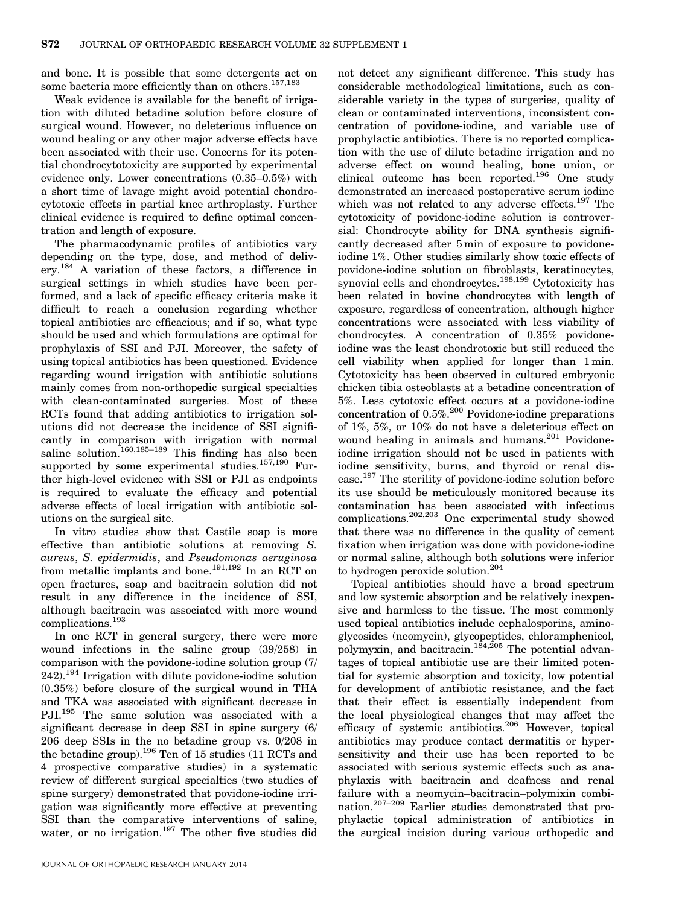and bone. It is possible that some detergents act on some bacteria more efficiently than on others.[157,183]

Weak evidence is available for the benefit of irrigation with diluted betadine solution before closure of surgical wound. However, no deleterious influence on wound healing or any other major adverse effects have been associated with their use. Concerns for its potential chondrocytotoxicity are supported by experimental evidence only. Lower concentrations (0.35–0.5%) with a short time of lavage might avoid potential chondrocytotoxic effects in partial knee arthroplasty. Further clinical evidence is required to define optimal concentration and length of exposure.

The pharmacodynamic profiles of antibiotics vary depending on the type, dose, and method of delivery.[184] A variation of these factors, a difference in surgical settings in which studies have been performed, and a lack of specific efficacy criteria make it difficult to reach a conclusion regarding whether topical antibiotics are efficacious; and if so, what type should be used and which formulations are optimal for prophylaxis of SSI and PJI. Moreover, the safety of using topical antibiotics has been questioned. Evidence regarding wound irrigation with antibiotic solutions mainly comes from non-orthopedic surgical specialties with clean-contaminated surgeries. Most of these RCTs found that adding antibiotics to irrigation solutions did not decrease the incidence of SSI significantly in comparison with irrigation with normal saline solution.[160,185–189] This finding has also been supported by some experimental studies.[157,190] Further high-level evidence with SSI or PJI as endpoints is required to evaluate the efficacy and potential adverse effects of local irrigation with antibiotic solutions on the surgical site.

In vitro studies show that Castile soap is more effective than antibiotic solutions at removing *S. aureus*, *S. epidermidis*, and *Pseudomonas aeruginosa* from metallic implants and bone.[191,192] In an RCT on open fractures, soap and bacitracin solution did not result in any difference in the incidence of SSI, although bacitracin was associated with more wound complications.[193]

In one RCT in general surgery, there were more wound infections in the saline group (39/258) in comparison with the povidone-iodine solution group (7/242).[194] Irrigation with dilute povidone-iodine solution (0.35%) before closure of the surgical wound in THA and TKA was associated with significant decrease in PJI.[195] The same solution was associated with a significant decrease in deep SSI in spine surgery (6/206 deep SSIs in the no betadine group vs. 0/208 in the betadine group).[196] Ten of 15 studies (11 RCTs and 4 prospective comparative studies) in a systematic review of different surgical specialties (two studies of spine surgery) demonstrated that povidone-iodine irrigation was significantly more effective at preventing SSI than the comparative interventions of saline, water, or no irrigation.[197] The other five studies did not detect any significant difference. This study has considerable methodological limitations, such as considerable variety in the types of surgeries, quality of clean or contaminated interventions, inconsistent concentration of povidone-iodine, and variable use of prophylactic antibiotics. There is no reported complication with the use of dilute betadine irrigation and no adverse effect on wound healing, bone union, or clinical outcome has been reported.[196] One study demonstrated an increased postoperative serum iodine which was not related to any adverse effects.[197] The cytotoxicity of povidone-iodine solution is controversial: Chondrocyte ability for DNA synthesis significantly decreased after 5 min of exposure to povidone-iodine 1%. Other studies similarly show toxic effects of povidone-iodine solution on fibroblasts, keratinocytes, synovial cells and chondrocytes.[198,199] Cytotoxicity has been related in bovine chondrocytes with length of exposure, regardless of concentration, although higher concentrations were associated with less viability of chondrocytes. A concentration of 0.35% povidone-iodine was the least chondrotoxic but still reduced the cell viability when applied for longer than 1 min. Cytotoxicity has been observed in cultured embryonic chicken tibia osteoblasts at a betadine concentration of 5%. Less cytotoxic effect occurs at a povidone-iodine concentration of 0.5%.[200] Povidone-iodine preparations of 1%, 5%, or 10% do not have a deleterious effect on wound healing in animals and humans.[201] Povidone-iodine irrigation should not be used in patients with iodine sensitivity, burns, and thyroid or renal disease.[197] The sterility of povidone-iodine solution before its use should be meticulously monitored because its contamination has been associated with infectious complications.[202,203] One experimental study showed that there was no difference in the quality of cement fixation when irrigation was done with povidone-iodine or normal saline, although both solutions were inferior to hydrogen peroxide solution.[204]

Topical antibiotics should have a broad spectrum and low systemic absorption and be relatively inexpensive and harmless to the tissue. The most commonly used topical antibiotics include cephalosporins, aminoglycosides (neomycin), glycopeptides, chloramphenicol, polymyxin, and bacitracin.[184,205] The potential advantages of topical antibiotic use are their limited potential for systemic absorption and toxicity, low potential for development of antibiotic resistance, and the fact that their effect is essentially independent from the local physiological changes that may affect the efficacy of systemic antibiotics.[206] However, topical antibiotics may produce contact dermatitis or hypersensitivity and their use has been reported to be associated with serious systemic effects such as anaphylaxis with bacitracin and deafness and renal failure with a neomycin–bacitracin–polymixin combination.[207–209] Earlier studies demonstrated that prophylactic topical administration of antibiotics in the surgical incision during various orthopedic and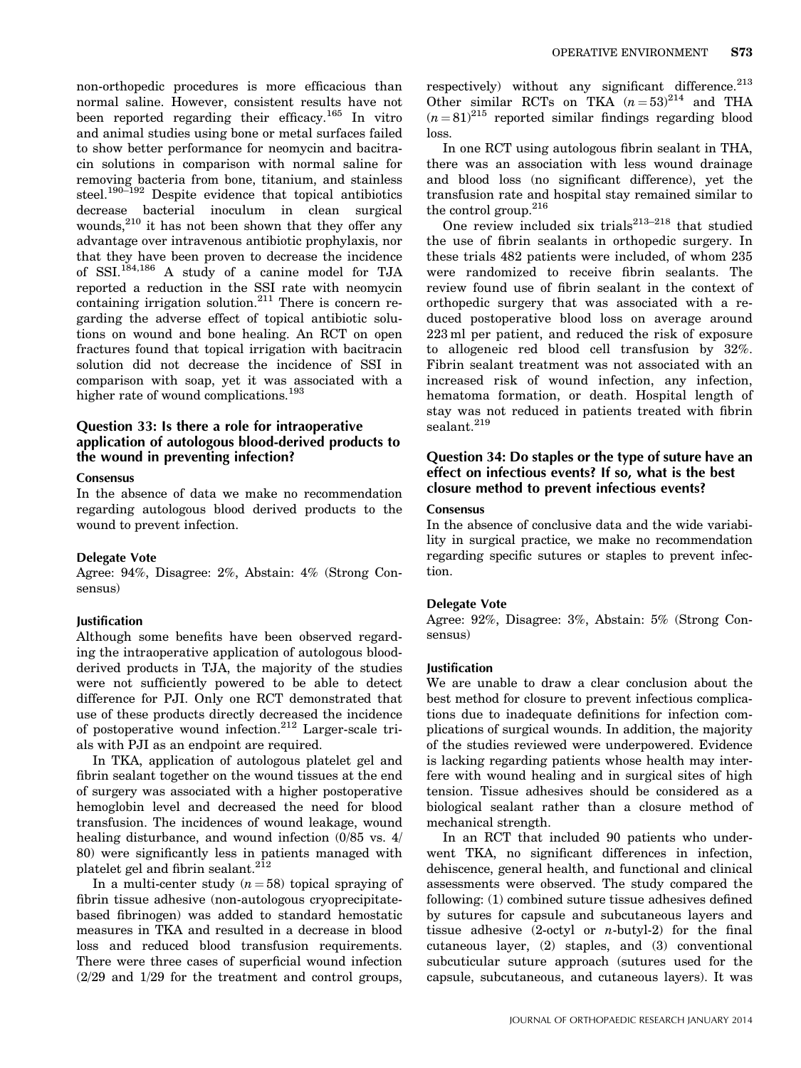non-orthopedic procedures is more efficacious than normal saline. However, consistent results have not been reported regarding their efficacy.[165] In vitro and animal studies using bone or metal surfaces failed to show better performance for neomycin and bacitracin solutions in comparison with normal saline for removing bacteria from bone, titanium, and stainless steel.[190–192] Despite evidence that topical antibiotics decrease bacterial inoculum in clean surgical wounds,[210] it has not been shown that they offer any advantage over intravenous antibiotic prophylaxis, nor that they have been proven to decrease the incidence of SSI.[184,186] A study of a canine model for TJA reported a reduction in the SSI rate with neomycin containing irrigation solution.[211] There is concern regarding the adverse effect of topical antibiotic solutions on wound and bone healing. An RCT on open fractures found that topical irrigation with bacitracin solution did not decrease the incidence of SSI in comparison with soap, yet it was associated with a higher rate of wound complications.[193]

### Question 33: Is there a role for intraoperative application of autologous blood-derived products to the wound in preventing infection?

#### Consensus

In the absence of data we make no recommendation regarding autologous blood derived products to the wound to prevent infection.

#### Delegate Vote

Agree: 94%, Disagree: 2%, Abstain: 4% (Strong Consensus)

#### Justification

Although some benefits have been observed regarding the intraoperative application of autologous blood-derived products in TJA, the majority of the studies were not sufficiently powered to be able to detect difference for PJI. Only one RCT demonstrated that use of these products directly decreased the incidence of postoperative wound infection.[212] Larger-scale trials with PJI as an endpoint are required.

In TKA, application of autologous platelet gel and fibrin sealant together on the wound tissues at the end of surgery was associated with a higher postoperative hemoglobin level and decreased the need for blood transfusion. The incidences of wound leakage, wound healing disturbance, and wound infection (0/85 vs. 4/80) were significantly less in patients managed with platelet gel and fibrin sealant.[212]

In a multi-center study ($n = 58$) topical spraying of fibrin tissue adhesive (non-autologous cryoprecipitate-based fibrinogen) was added to standard hemostatic measures in TKA and resulted in a decrease in blood loss and reduced blood transfusion requirements. There were three cases of superficial wound infection (2/29 and 1/29 for the treatment and control groups, respectively) without any significant difference.[213] Other similar RCTs on TKA ($n = 53$)[214] and THA ($n = 81$)[215] reported similar findings regarding blood loss.

In one RCT using autologous fibrin sealant in THA, there was an association with less wound drainage and blood loss (no significant difference), yet the transfusion rate and hospital stay remained similar to the control group.[216]

One review included six trials[213–218] that studied the use of fibrin sealants in orthopedic surgery. In these trials 482 patients were included, of whom 235 were randomized to receive fibrin sealants. The review found use of fibrin sealant in the context of orthopedic surgery that was associated with a reduced postoperative blood loss on average around 223 ml per patient, and reduced the risk of exposure to allogeneic red blood cell transfusion by 32%. Fibrin sealant treatment was not associated with an increased risk of wound infection, any infection, hematoma formation, or death. Hospital length of stay was not reduced in patients treated with fibrin sealant.[219]

### Question 34: Do staples or the type of suture have an effect on infectious events? If so, what is the best closure method to prevent infectious events?

#### Consensus

In the absence of conclusive data and the wide variability in surgical practice, we make no recommendation regarding specific sutures or staples to prevent infection.

#### Delegate Vote

Agree: 92%, Disagree: 3%, Abstain: 5% (Strong Consensus)

#### Justification

We are unable to draw a clear conclusion about the best method for closure to prevent infectious complications due to inadequate definitions for infection complications of surgical wounds. In addition, the majority of the studies reviewed were underpowered. Evidence is lacking regarding patients whose health may interfere with wound healing and in surgical sites of high tension. Tissue adhesives should be considered as a biological sealant rather than a closure method of mechanical strength.

In an RCT that included 90 patients who underwent TKA, no significant differences in infection, dehiscence, general health, and functional and clinical assessments were observed. The study compared the following: (1) combined suture tissue adhesives defined by sutures for capsule and subcutaneous layers and tissue adhesive (2-octyl or *n*-butyl-2) for the final cutaneous layer, (2) staples, and (3) conventional subcuticular suture approach (sutures used for the capsule, subcutaneous, and cutaneous layers). It was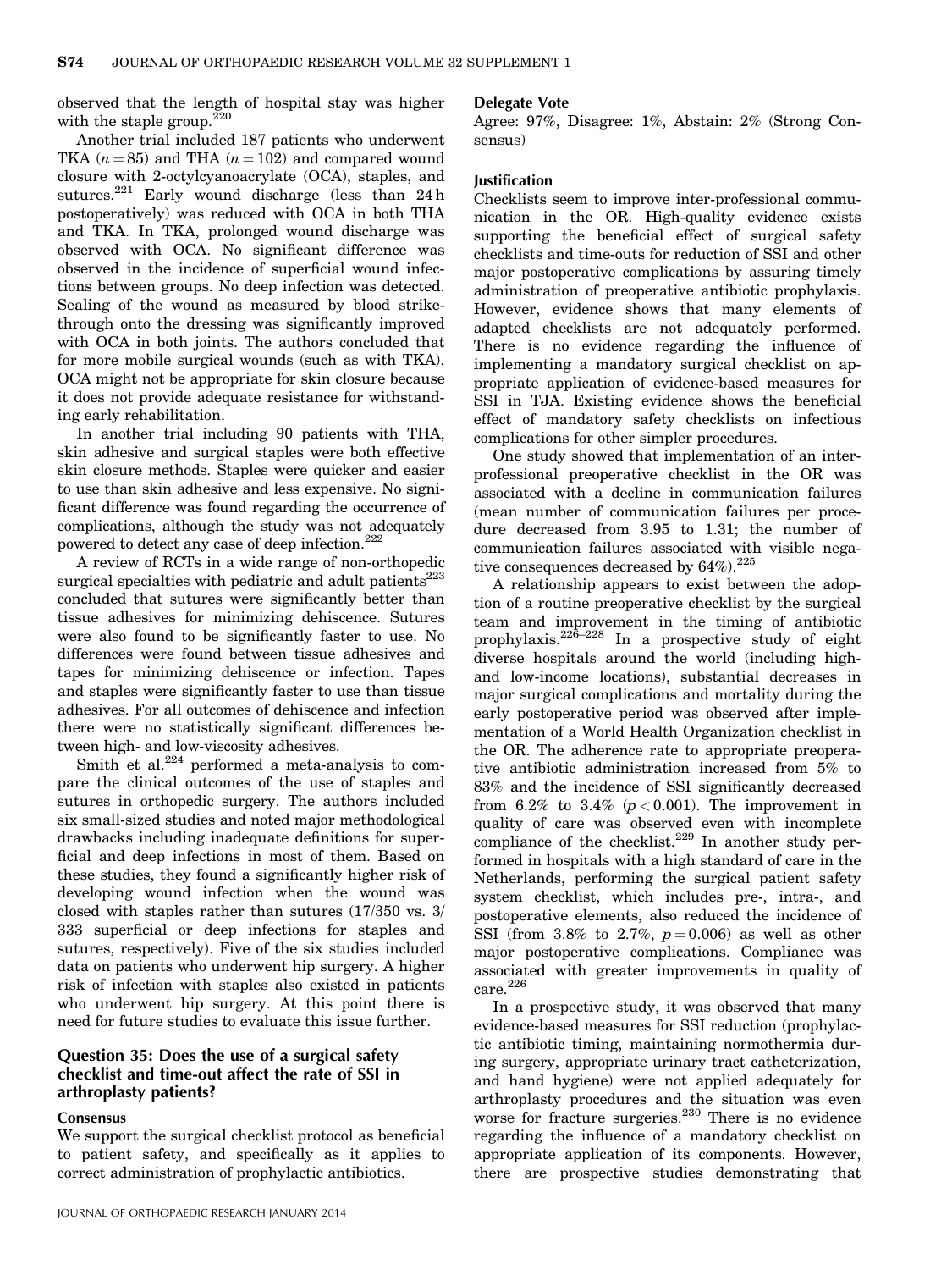observed that the length of hospital stay was higher with the staple group.[220]

Another trial included 187 patients who underwent TKA ($n = 85$) and THA ($n = 102$) and compared wound closure with 2-octylcyanoacrylate (OCA), staples, and sutures.[221] Early wound discharge (less than 24 h postoperatively) was reduced with OCA in both THA and TKA. In TKA, prolonged wound discharge was observed with OCA. No significant difference was observed in the incidence of superficial wound infections between groups. No deep infection was detected. Sealing of the wound as measured by blood strikethrough onto the dressing was significantly improved with OCA in both joints. The authors concluded that for more mobile surgical wounds (such as with TKA), OCA might not be appropriate for skin closure because it does not provide adequate resistance for withstanding early rehabilitation.

In another trial including 90 patients with THA, skin adhesive and surgical staples were both effective skin closure methods. Staples were quicker and easier to use than skin adhesive and less expensive. No significant difference was found regarding the occurrence of complications, although the study was not adequately powered to detect any case of deep infection.[222]

A review of RCTs in a wide range of non-orthopedic surgical specialties with pediatric and adult patients[223] concluded that sutures were significantly better than tissue adhesives for minimizing dehiscence. Sutures were also found to be significantly faster to use. No differences were found between tissue adhesives and tapes for minimizing dehiscence or infection. Tapes and staples were significantly faster to use than tissue adhesives. For all outcomes of dehiscence and infection there were no statistically significant differences between high- and low-viscosity adhesives.

Smith et al.[224] performed a meta-analysis to compare the clinical outcomes of the use of staples and sutures in orthopedic surgery. The authors included six small-sized studies and noted major methodological drawbacks including inadequate definitions for superficial and deep infections in most of them. Based on these studies, they found a significantly higher risk of developing wound infection when the wound was closed with staples rather than sutures (17/350 vs. 3/333 superficial or deep infections for staples and sutures, respectively). Five of the six studies included data on patients who underwent hip surgery. A higher risk of infection with staples also existed in patients who underwent hip surgery. At this point there is need for future studies to evaluate this issue further.

## Question 35: Does the use of a surgical safety checklist and time-out affect the rate of SSI in arthroplasty patients?

### Consensus

We support the surgical checklist protocol as beneficial to patient safety, and specifically as it applies to correct administration of prophylactic antibiotics.

### Delegate Vote

Agree: 97%, Disagree: 1%, Abstain: 2% (Strong Consensus)

### Justification

Checklists seem to improve inter-professional communication in the OR. High-quality evidence exists supporting the beneficial effect of surgical safety checklists and time-outs for reduction of SSI and other major postoperative complications by assuring timely administration of preoperative antibiotic prophylaxis. However, evidence shows that many elements of adapted checklists are not adequately performed. There is no evidence regarding the influence of implementing a mandatory surgical checklist on appropriate application of evidence-based measures for SSI in TJA. Existing evidence shows the beneficial effect of mandatory safety checklists on infectious complications for other simpler procedures.

One study showed that implementation of an inter-professional preoperative checklist in the OR was associated with a decline in communication failures (mean number of communication failures per procedure decreased from 3.95 to 1.31; the number of communication failures associated with visible negative consequences decreased by 64%).[225]

A relationship appears to exist between the adoption of a routine preoperative checklist by the surgical team and improvement in the timing of antibiotic prophylaxis.[226–228] In a prospective study of eight diverse hospitals around the world (including high- and low-income locations), substantial decreases in major surgical complications and mortality during the early postoperative period was observed after implementation of a World Health Organization checklist in the OR. The adherence rate to appropriate preoperative antibiotic administration increased from 5% to 83% and the incidence of SSI significantly decreased from 6.2% to 3.4% ($p < 0.001$). The improvement in quality of care was observed even with incomplete compliance of the checklist.[229] In another study performed in hospitals with a high standard of care in the Netherlands, performing the surgical patient safety system checklist, which includes pre-, intra-, and postoperative elements, also reduced the incidence of SSI (from 3.8% to 2.7%, $p = 0.006$) as well as other major postoperative complications. Compliance was associated with greater improvements in quality of care.[226]

In a prospective study, it was observed that many evidence-based measures for SSI reduction (prophylactic antibiotic timing, maintaining normothermia during surgery, appropriate urinary tract catheterization, and hand hygiene) were not applied adequately for arthroplasty procedures and the situation was even worse for fracture surgeries.[230] There is no evidence regarding the influence of a mandatory checklist on appropriate application of its components. However, there are prospective studies demonstrating that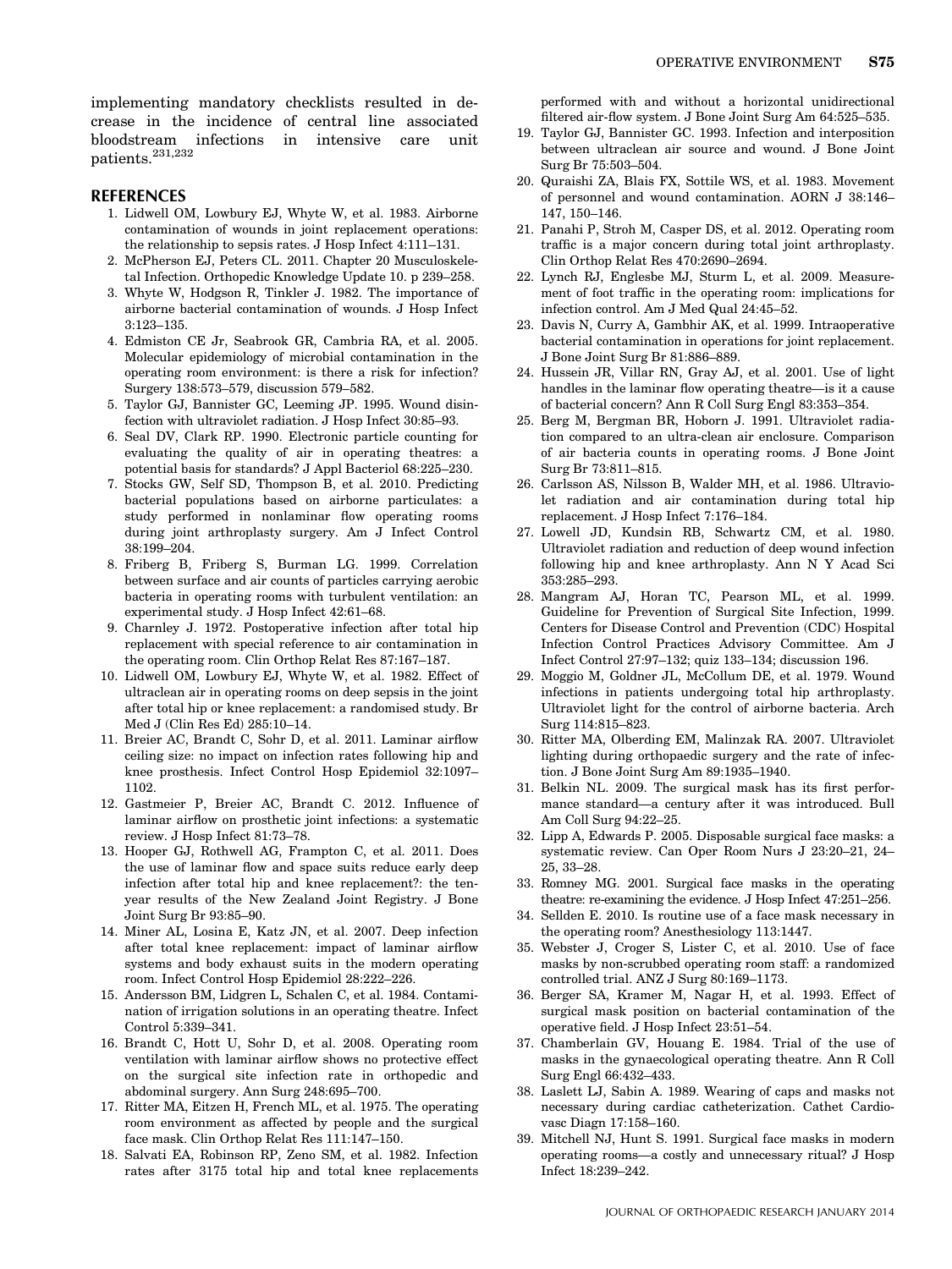implementing mandatory checklists resulted in decrease in the incidence of central line associated bloodstream infections in intensive care unit patients.[231,232]

## REFERENCES

1. Lidwell OM, Lowbury EJ, Whyte W, et al. 1983. Airborne contamination of wounds in joint replacement operations: the relationship to sepsis rates. J Hosp Infect 4:111–131.
2. McPherson EJ, Peters CL. 2011. Chapter 20 Musculoskeletal Infection. Orthopedic Knowledge Update 10. p 239–258.
3. Whyte W, Hodgson R, Tinkler J. 1982. The importance of airborne bacterial contamination of wounds. J Hosp Infect 3:123–135.
4. Edmiston CE Jr, Seabrook GR, Cambria RA, et al. 2005. Molecular epidemiology of microbial contamination in the operating room environment: is there a risk for infection? Surgery 138:573–579, discussion 579–582.
5. Taylor GJ, Bannister GC, Leeming JP. 1995. Wound disinfection with ultraviolet radiation. J Hosp Infect 30:85–93.
6. Seal DV, Clark RP. 1990. Electronic particle counting for evaluating the quality of air in operating theatres: a potential basis for standards? J Appl Bacteriol 68:225–230.
7. Stocks GW, Self SD, Thompson B, et al. 2010. Predicting bacterial populations based on airborne particulates: a study performed in nonlaminar flow operating rooms during joint arthroplasty surgery. Am J Infect Control 38:199–204.
8. Friberg B, Friberg S, Burman LG. 1999. Correlation between surface and air counts of particles carrying aerobic bacteria in operating rooms with turbulent ventilation: an experimental study. J Hosp Infect 42:61–68.
9. Charnley J. 1972. Postoperative infection after total hip replacement with special reference to air contamination in the operating room. Clin Orthop Relat Res 87:167–187.
10. Lidwell OM, Lowbury EJ, Whyte W, et al. 1982. Effect of ultraclean air in operating rooms on deep sepsis in the joint after total hip or knee replacement: a randomised study. Br Med J (Clin Res Ed) 285:10–14.
11. Breier AC, Brandt C, Sohr D, et al. 2011. Laminar airflow ceiling size: no impact on infection rates following hip and knee prosthesis. Infect Control Hosp Epidemiol 32:1097–1102.
12. Gastmeier P, Breier AC, Brandt C. 2012. Influence of laminar airflow on prosthetic joint infections: a systematic review. J Hosp Infect 81:73–78.
13. Hooper GJ, Rothwell AG, Frampton C, et al. 2011. Does the use of laminar flow and space suits reduce early deep infection after total hip and knee replacement?: the ten-year results of the New Zealand Joint Registry. J Bone Joint Surg Br 93:85–90.
14. Miner AL, Losina E, Katz JN, et al. 2007. Deep infection after total knee replacement: impact of laminar airflow systems and body exhaust suits in the modern operating room. Infect Control Hosp Epidemiol 28:222–226.
15. Andersson BM, Lidgren L, Schalen C, et al. 1984. Contamination of irrigation solutions in an operating theatre. Infect Control 5:339–341.
16. Brandt C, Hott U, Sohr D, et al. 2008. Operating room ventilation with laminar airflow shows no protective effect on the surgical site infection rate in orthopedic and abdominal surgery. Ann Surg 248:695–700.
17. Ritter MA, Eitzen H, French ML, et al. 1975. The operating room environment as affected by people and the surgical face mask. Clin Orthop Relat Res 111:147–150.
18. Salvati EA, Robinson RP, Zeno SM, et al. 1982. Infection rates after 3175 total hip and total knee replacements performed with and without a horizontal unidirectional filtered air-flow system. J Bone Joint Surg Am 64:525–535.
19. Taylor GJ, Bannister GC. 1993. Infection and interposition between ultraclean air source and wound. J Bone Joint Surg Br 75:503–504.
20. Quraishi ZA, Blais FX, Sottile WS, et al. 1983. Movement of personnel and wound contamination. AORN J 38:146–147, 150–146.
21. Panahi P, Stroh M, Casper DS, et al. 2012. Operating room traffic is a major concern during total joint arthroplasty. Clin Orthop Relat Res 470:2690–2694.
22. Lynch RJ, Englesbe MJ, Sturm L, et al. 2009. Measurement of foot traffic in the operating room: implications for infection control. Am J Med Qual 24:45–52.
23. Davis N, Curry A, Gambhir AK, et al. 1999. Intraoperative bacterial contamination in operations for joint replacement. J Bone Joint Surg Br 81:886–889.
24. Hussein JR, Villar RN, Gray AJ, et al. 2001. Use of light handles in the laminar flow operating theatre—is it a cause of bacterial concern? Ann R Coll Surg Engl 83:353–354.
25. Berg M, Bergman BR, Hoborn J. 1991. Ultraviolet radiation compared to an ultra-clean air enclosure. Comparison of air bacteria counts in operating rooms. J Bone Joint Surg Br 73:811–815.
26. Carlsson AS, Nilsson B, Walder MH, et al. 1986. Ultraviolet radiation and air contamination during total hip replacement. J Hosp Infect 7:176–184.
27. Lowell JD, Kundsin RB, Schwartz CM, et al. 1980. Ultraviolet radiation and reduction of deep wound infection following hip and knee arthroplasty. Ann N Y Acad Sci 353:285–293.
28. Mangram AJ, Horan TC, Pearson ML, et al. 1999. Guideline for Prevention of Surgical Site Infection, 1999. Centers for Disease Control and Prevention (CDC) Hospital Infection Control Practices Advisory Committee. Am J Infect Control 27:97–132; quiz 133–134; discussion 196.
29. Moggio M, Goldner JL, McCollum DE, et al. 1979. Wound infections in patients undergoing total hip arthroplasty. Ultraviolet light for the control of airborne bacteria. Arch Surg 114:815–823.
30. Ritter MA, Olberding EM, Malinzak RA. 2007. Ultraviolet lighting during orthopaedic surgery and the rate of infection. J Bone Joint Surg Am 89:1935–1940.
31. Belkin NL. 2009. The surgical mask has its first performance standard—a century after it was introduced. Bull Am Coll Surg 94:22–25.
32. Lipp A, Edwards P. 2005. Disposable surgical face masks: a systematic review. Can Oper Room Nurs J 23:20–21, 24–25, 33–28.
33. Romney MG. 2001. Surgical face masks in the operating theatre: re-examining the evidence. J Hosp Infect 47:251–256.
34. Sellden E. 2010. Is routine use of a face mask necessary in the operating room? Anesthesiology 113:1447.
35. Webster J, Croger S, Lister C, et al. 2010. Use of face masks by non-scrubbed operating room staff: a randomized controlled trial. ANZ J Surg 80:169–1173.
36. Berger SA, Kramer M, Nagar H, et al. 1993. Effect of surgical mask position on bacterial contamination of the operative field. J Hosp Infect 23:51–54.
37. Chamberlain GV, Houang E. 1984. Trial of the use of masks in the gynaecological operating theatre. Ann R Coll Surg Engl 66:432–433.
38. Laslett LJ, Sabin A. 1989. Wearing of caps and masks not necessary during cardiac catheterization. Cathet Cardiovasc Diagn 17:158–160.
39. Mitchell NJ, Hunt S. 1991. Surgical face masks in modern operating rooms—a costly and unnecessary ritual? J Hosp Infect 18:239–242.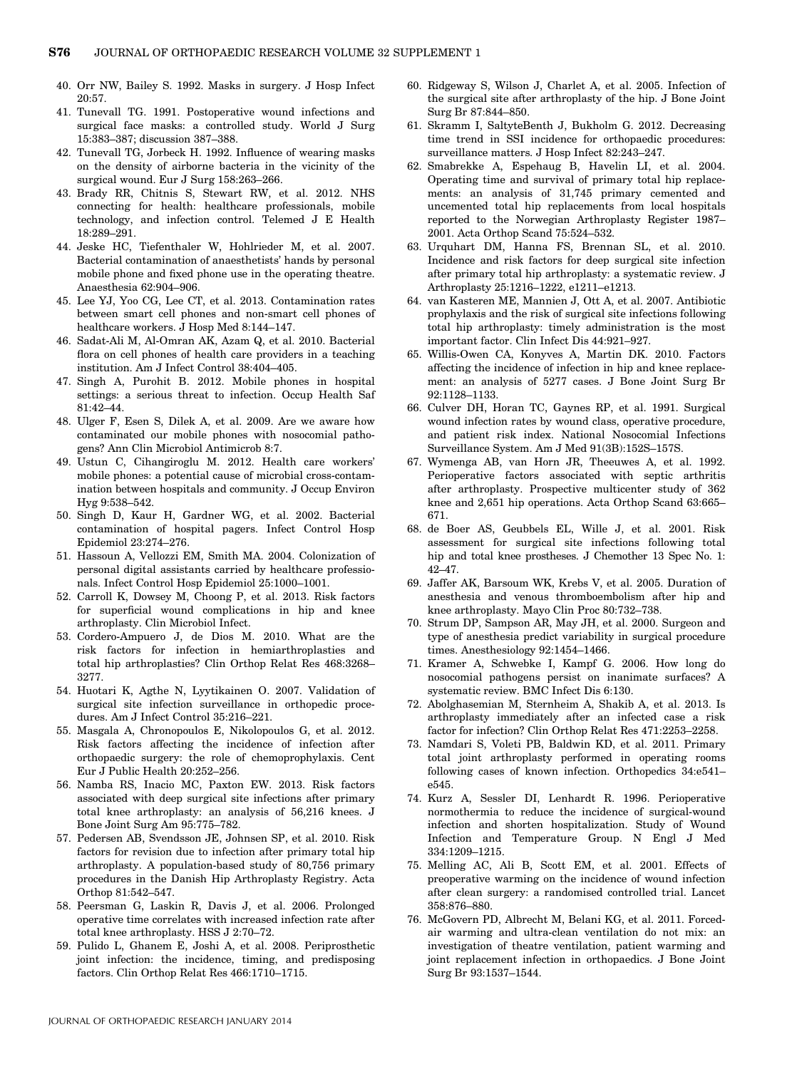40. Orr NW, Bailey S. 1992. Masks in surgery. J Hosp Infect 20:57.
41. Tunevall TG. 1991. Postoperative wound infections and surgical face masks: a controlled study. World J Surg 15:383–387; discussion 387–388.
42. Tunevall TG, Jorbeck H. 1992. Influence of wearing masks on the density of airborne bacteria in the vicinity of the surgical wound. Eur J Surg 158:263–266.
43. Brady RR, Chitnis S, Stewart RW, et al. 2012. NHS connecting for health: healthcare professionals, mobile technology, and infection control. Telemed J E Health 18:289–291.
44. Jeske HC, Tiefenthaler W, Hohlrieder M, et al. 2007. Bacterial contamination of anaesthetists' hands by personal mobile phone and fixed phone use in the operating theatre. Anaesthesia 62:904–906.
45. Lee YJ, Yoo CG, Lee CT, et al. 2013. Contamination rates between smart cell phones and non-smart cell phones of healthcare workers. J Hosp Med 8:144–147.
46. Sadat-Ali M, Al-Omran AK, Azam Q, et al. 2010. Bacterial flora on cell phones of health care providers in a teaching institution. Am J Infect Control 38:404–405.
47. Singh A, Purohit B. 2012. Mobile phones in hospital settings: a serious threat to infection. Occup Health Saf 81:42–44.
48. Ulger F, Esen S, Dilek A, et al. 2009. Are we aware how contaminated our mobile phones with nosocomial pathogens? Ann Clin Microbiol Antimicrob 8:7.
49. Ustun C, Cihangiroglu M. 2012. Health care workers' mobile phones: a potential cause of microbial cross-contamination between hospitals and community. J Occup Environ Hyg 9:538–542.
50. Singh D, Kaur H, Gardner WG, et al. 2002. Bacterial contamination of hospital pagers. Infect Control Hosp Epidemiol 23:274–276.
51. Hassoun A, Vellozzi EM, Smith MA. 2004. Colonization of personal digital assistants carried by healthcare professionals. Infect Control Hosp Epidemiol 25:1000–1001.
52. Carroll K, Dowsey M, Choong P, et al. 2013. Risk factors for superficial wound complications in hip and knee arthroplasty. Clin Microbiol Infect.
53. Cordero-Ampuero J, de Dios M. 2010. What are the risk factors for infection in hemiarthroplasties and total hip arthroplasties? Clin Orthop Relat Res 468:3268–3277.
54. Huotari K, Agthe N, Lyytikainen O. 2007. Validation of surgical site infection surveillance in orthopedic procedures. Am J Infect Control 35:216–221.
55. Masgala A, Chronopoulos E, Nikolopoulos G, et al. 2012. Risk factors affecting the incidence of infection after orthopaedic surgery: the role of chemoprophylaxis. Cent Eur J Public Health 20:252–256.
56. Namba RS, Inacio MC, Paxton EW. 2013. Risk factors associated with deep surgical site infections after primary total knee arthroplasty: an analysis of 56,216 knees. J Bone Joint Surg Am 95:775–782.
57. Pedersen AB, Svendsson JE, Johnsen SP, et al. 2010. Risk factors for revision due to infection after primary total hip arthroplasty. A population-based study of 80,756 primary procedures in the Danish Hip Arthroplasty Registry. Acta Orthop 81:542–547.
58. Peersman G, Laskin R, Davis J, et al. 2006. Prolonged operative time correlates with increased infection rate after total knee arthroplasty. HSS J 2:70–72.
59. Pulido L, Ghanem E, Joshi A, et al. 2008. Periprosthetic joint infection: the incidence, timing, and predisposing factors. Clin Orthop Relat Res 466:1710–1715.
60. Ridgeway S, Wilson J, Charlet A, et al. 2005. Infection of the surgical site after arthroplasty of the hip. J Bone Joint Surg Br 87:844–850.
61. Skramm I, SaltyteBenth J, Bukholm G. 2012. Decreasing time trend in SSI incidence for orthopaedic procedures: surveillance matters. J Hosp Infect 82:243–247.
62. Smabrekke A, Espehaug B, Havelin LI, et al. 2004. Operating time and survival of primary total hip replacements: an analysis of 31,745 primary cemented and uncemented total hip replacements from local hospitals reported to the Norwegian Arthroplasty Register 1987–2001. Acta Orthop Scand 75:524–532.
63. Urquhart DM, Hanna FS, Brennan SL, et al. 2010. Incidence and risk factors for deep surgical site infection after primary total hip arthroplasty: a systematic review. J Arthroplasty 25:1216–1222, e1211–e1213.
64. van Kasteren ME, Mannien J, Ott A, et al. 2007. Antibiotic prophylaxis and the risk of surgical site infections following total hip arthroplasty: timely administration is the most important factor. Clin Infect Dis 44:921–927.
65. Willis-Owen CA, Konyves A, Martin DK. 2010. Factors affecting the incidence of infection in hip and knee replacement: an analysis of 5277 cases. J Bone Joint Surg Br 92:1128–1133.
66. Culver DH, Horan TC, Gaynes RP, et al. 1991. Surgical wound infection rates by wound class, operative procedure, and patient risk index. National Nosocomial Infections Surveillance System. Am J Med 91(3B):152S–157S.
67. Wymenga AB, van Horn JR, Theeuwes A, et al. 1992. Perioperative factors associated with septic arthritis after arthroplasty. Prospective multicenter study of 362 knee and 2,651 hip operations. Acta Orthop Scand 63:665–671.
68. de Boer AS, Geubbels EL, Wille J, et al. 2001. Risk assessment for surgical site infections following total hip and total knee prostheses. J Chemother 13 Spec No. 1: 42–47.
69. Jaffer AK, Barsoum WK, Krebs V, et al. 2005. Duration of anesthesia and venous thromboembolism after hip and knee arthroplasty. Mayo Clin Proc 80:732–738.
70. Strum DP, Sampson AR, May JH, et al. 2000. Surgeon and type of anesthesia predict variability in surgical procedure times. Anesthesiology 92:1454–1466.
71. Kramer A, Schwebke I, Kampf G. 2006. How long do nosocomial pathogens persist on inanimate surfaces? A systematic review. BMC Infect Dis 6:130.
72. Abolghasemian M, Sternheim A, Shakib A, et al. 2013. Is arthroplasty immediately after an infected case a risk factor for infection? Clin Orthop Relat Res 471:2253–2258.
73. Namdari S, Voleti PB, Baldwin KD, et al. 2011. Primary total joint arthroplasty performed in operating rooms following cases of known infection. Orthopedics 34:e541–e545.
74. Kurz A, Sessler DI, Lenhardt R. 1996. Perioperative normothermia to reduce the incidence of surgical-wound infection and shorten hospitalization. Study of Wound Infection and Temperature Group. N Engl J Med 334:1209–1215.
75. Melling AC, Ali B, Scott EM, et al. 2001. Effects of preoperative warming on the incidence of wound infection after clean surgery: a randomised controlled trial. Lancet 358:876–880.
76. McGovern PD, Albrecht M, Belani KG, et al. 2011. Forced-air warming and ultra-clean ventilation do not mix: an investigation of theatre ventilation, patient warming and joint replacement infection in orthopaedics. J Bone Joint Surg Br 93:1537–1544.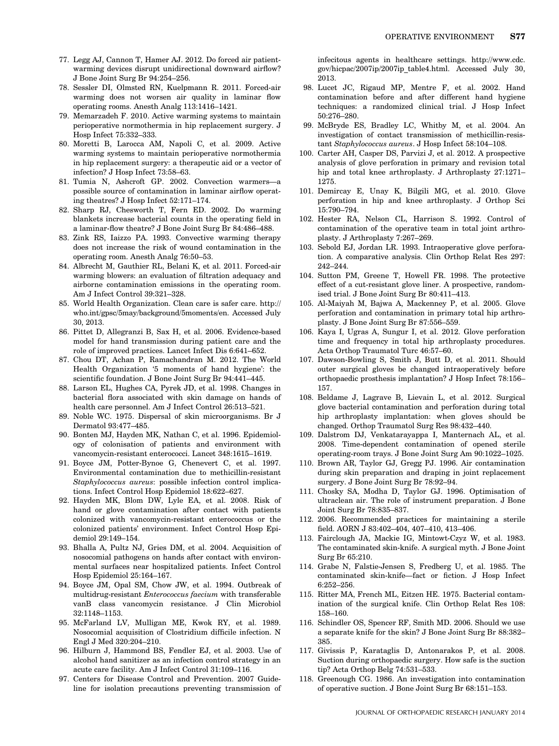77. Legg AJ, Cannon T, Hamer AJ. 2012. Do forced air patient-warming devices disrupt unidirectional downward airflow? J Bone Joint Surg Br 94:254–256.
78. Sessler DI, Olmsted RN, Kuelpmann R. 2011. Forced-air warming does not worsen air quality in laminar flow operating rooms. Anesth Analg 113:1416–1421.
79. Memarzadeh F. 2010. Active warming systems to maintain perioperative normothermia in hip replacement surgery. J Hosp Infect 75:332–333.
80. Moretti B, Larocca AM, Napoli C, et al. 2009. Active warming systems to maintain perioperative normothermia in hip replacement surgery: a therapeutic aid or a vector of infection? J Hosp Infect 73:58–63.
81. Tumia N, Ashcroft GP. 2002. Convection warmers—a possible source of contamination in laminar airflow operating theatres? J Hosp Infect 52:171–174.
82. Sharp RJ, Chesworth T, Fern ED. 2002. Do warming blankets increase bacterial counts in the operating field in a laminar-flow theatre? J Bone Joint Surg Br 84:486–488.
83. Zink RS, Iaizzo PA. 1993. Convective warming therapy does not increase the risk of wound contamination in the operating room. Anesth Analg 76:50–53.
84. Albrecht M, Gauthier RL, Belani K, et al. 2011. Forced-air warming blowers: an evaluation of filtration adequacy and airborne contamination emissions in the operating room. Am J Infect Control 39:321–328.
85. World Health Organization. Clean care is safer care. http://who.int/gpsc/5may/background/5moments/en. Accessed July 30, 2013.
86. Pittet D, Allegranzi B, Sax H, et al. 2006. Evidence-based model for hand transmission during patient care and the role of improved practices. Lancet Infect Dis 6:641–652.
87. Chou DT, Achan P, Ramachandran M. 2012. The World Health Organization '5 moments of hand hygiene': the scientific foundation. J Bone Joint Surg Br 94:441–445.
88. Larson EL, Hughes CA, Pyrek JD, et al. 1998. Changes in bacterial flora associated with skin damage on hands of health care personnel. Am J Infect Control 26:513–521.
89. Noble WC. 1975. Dispersal of skin microorganisms. Br J Dermatol 93:477–485.
90. Bonten MJ, Hayden MK, Nathan C, et al. 1996. Epidemiology of colonisation of patients and environment with vancomycin-resistant enterococci. Lancet 348:1615–1619.
91. Boyce JM, Potter-Bynoe G, Chenevert C, et al. 1997. Environmental contamination due to methicillin-resistant *Staphylococcus aureus*: possible infection control implications. Infect Control Hosp Epidemiol 18:622–627.
92. Hayden MK, Blom DW, Lyle EA, et al. 2008. Risk of hand or glove contamination after contact with patients colonized with vancomycin-resistant enterococcus or the colonized patients' environment. Infect Control Hosp Epidemiol 29:149–154.
93. Bhalla A, Pultz NJ, Gries DM, et al. 2004. Acquisition of nosocomial pathogens on hands after contact with environmental surfaces near hospitalized patients. Infect Control Hosp Epidemiol 25:164–167.
94. Boyce JM, Opal SM, Chow JW, et al. 1994. Outbreak of multidrug-resistant *Enterococcus faecium* with transferable vanB class vancomycin resistance. J Clin Microbiol 32:1148–1153.
95. McFarland LV, Mulligan ME, Kwok RY, et al. 1989. Nosocomial acquisition of Clostridium difficile infection. N Engl J Med 320:204–210.
96. Hilburn J, Hammond BS, Fendler EJ, et al. 2003. Use of alcohol hand sanitizer as an infection control strategy in an acute care facility. Am J Infect Control 31:109–116.
97. Centers for Disease Control and Prevention. 2007 Guideline for isolation precautions preventing transmission of infecitous agents in healthcare settings. http://www.cdc.gov/hicpac/2007ip/2007ip_table4.html. Accessed July 30, 2013.
98. Lucet JC, Rigaud MP, Mentre F, et al. 2002. Hand contamination before and after different hand hygiene techniques: a randomized clinical trial. J Hosp Infect 50:276–280.
99. McBryde ES, Bradley LC, Whitby M, et al. 2004. An investigation of contact transmission of methicillin-resistant *Staphylococcus aureus*. J Hosp Infect 58:104–108.
100. Carter AH, Casper DS, Parvizi J, et al. 2012. A prospective analysis of glove perforation in primary and revision total hip and total knee arthroplasty. J Arthroplasty 27:1271–1275.
101. Demircay E, Unay K, Bilgili MG, et al. 2010. Glove perforation in hip and knee arthroplasty. J Orthop Sci 15:790–794.
102. Hester RA, Nelson CL, Harrison S. 1992. Control of contamination of the operative team in total joint arthroplasty. J Arthroplasty 7:267–269.
103. Sebold EJ, Jordan LR. 1993. Intraoperative glove perforation. A comparative analysis. Clin Orthop Relat Res 297: 242–244.
104. Sutton PM, Greene T, Howell FR. 1998. The protective effect of a cut-resistant glove liner. A prospective, randomised trial. J Bone Joint Surg Br 80:411–413.
105. Al-Maiyah M, Bajwa A, Mackenney P, et al. 2005. Glove perforation and contamination in primary total hip arthroplasty. J Bone Joint Surg Br 87:556–559.
106. Kaya I, Ugras A, Sungur I, et al. 2012. Glove perforation time and frequency in total hip arthroplasty procedures. Acta Orthop Traumatol Turc 46:57–60.
107. Dawson-Bowling S, Smith J, Butt D, et al. 2011. Should outer surgical gloves be changed intraoperatively before orthopaedic prosthesis implantation? J Hosp Infect 78:156–157.
108. Beldame J, Lagrave B, Lievain L, et al. 2012. Surgical glove bacterial contamination and perforation during total hip arthroplasty implantation: when gloves should be changed. Orthop Traumatol Surg Res 98:432–440.
109. Dalstrom DJ, Venkatarayappa I, Manternach AL, et al. 2008. Time-dependent contamination of opened sterile operating-room trays. J Bone Joint Surg Am 90:1022–1025.
110. Brown AR, Taylor GJ, Gregg PJ. 1996. Air contamination during skin preparation and draping in joint replacement surgery. J Bone Joint Surg Br 78:92–94.
111. Chosky SA, Modha D, Taylor GJ. 1996. Optimisation of ultraclean air. The role of instrument preparation. J Bone Joint Surg Br 78:835–837.
112. 2006. Recommended practices for maintaining a sterile field. AORN J 83:402–404, 407–410, 413–406.
113. Fairclough JA, Mackie IG, Mintowt-Czyz W, et al. 1983. The contaminated skin-knife. A surgical myth. J Bone Joint Surg Br 65:210.
114. Grabe N, Falstie-Jensen S, Fredberg U, et al. 1985. The contaminated skin-knife—fact or fiction. J Hosp Infect 6:252–256.
115. Ritter MA, French ML, Eitzen HE. 1975. Bacterial contamination of the surgical knife. Clin Orthop Relat Res 108: 158–160.
116. Schindler OS, Spencer RF, Smith MD. 2006. Should we use a separate knife for the skin? J Bone Joint Surg Br 88:382–385.
117. Givissis P, Karataglis D, Antonarakos P, et al. 2008. Suction during orthopaedic surgery. How safe is the suction tip? Acta Orthop Belg 74:531–533.
118. Greenough CG. 1986. An investigation into contamination of operative suction. J Bone Joint Surg Br 68:151–153.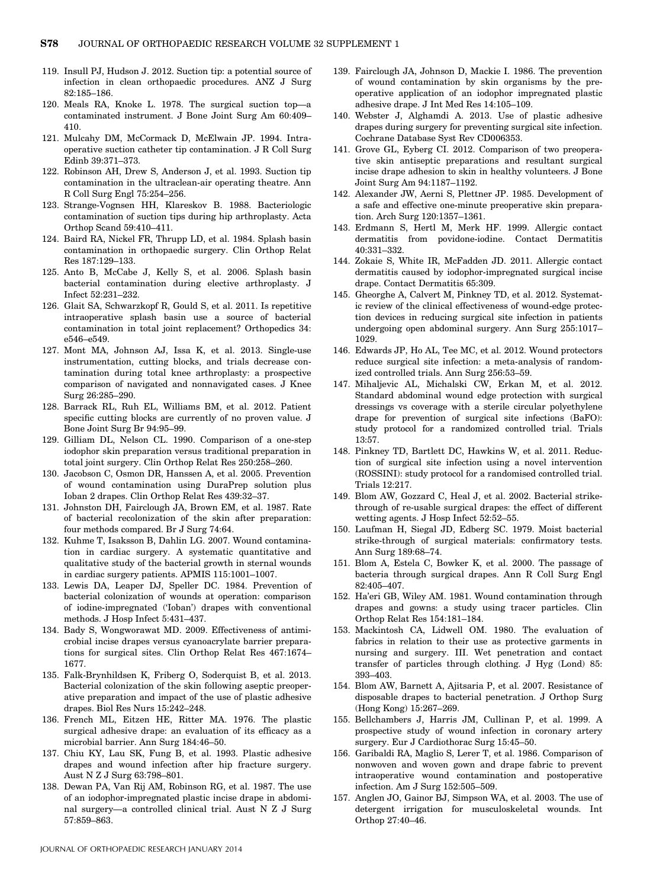119. Insull PJ, Hudson J. 2012. Suction tip: a potential source of infection in clean orthopaedic procedures. ANZ J Surg 82:185–186.
120. Meals RA, Knoke L. 1978. The surgical suction top—a contaminated instrument. J Bone Joint Surg Am 60:409–410.
121. Mulcahy DM, McCormack D, McElwain JP. 1994. Intraoperative suction catheter tip contamination. J R Coll Surg Edinb 39:371–373.
122. Robinson AH, Drew S, Anderson J, et al. 1993. Suction tip contamination in the ultraclean-air operating theatre. Ann R Coll Surg Engl 75:254–256.
123. Strange-Vognsen HH, Klareskov B. 1988. Bacteriologic contamination of suction tips during hip arthroplasty. Acta Orthop Scand 59:410–411.
124. Baird RA, Nickel FR, Thrupp LD, et al. 1984. Splash basin contamination in orthopaedic surgery. Clin Orthop Relat Res 187:129–133.
125. Anto B, McCabe J, Kelly S, et al. 2006. Splash basin bacterial contamination during elective arthroplasty. J Infect 52:231–232.
126. Glait SA, Schwarzkopf R, Gould S, et al. 2011. Is repetitive intraoperative splash basin use a source of bacterial contamination in total joint replacement? Orthopedics 34: e546–e549.
127. Mont MA, Johnson AJ, Issa K, et al. 2013. Single-use instrumentation, cutting blocks, and trials decrease contamination during total knee arthroplasty: a prospective comparison of navigated and nonnavigated cases. J Knee Surg 26:285–290.
128. Barrack RL, Ruh EL, Williams BM, et al. 2012. Patient specific cutting blocks are currently of no proven value. J Bone Joint Surg Br 94:95–99.
129. Gilliam DL, Nelson CL. 1990. Comparison of a one-step iodophor skin preparation versus traditional preparation in total joint surgery. Clin Orthop Relat Res 250:258–260.
130. Jacobson C, Osmon DR, Hanssen A, et al. 2005. Prevention of wound contamination using DuraPrep solution plus Ioban 2 drapes. Clin Orthop Relat Res 439:32–37.
131. Johnston DH, Fairclough JA, Brown EM, et al. 1987. Rate of bacterial recolonization of the skin after preparation: four methods compared. Br J Surg 74:64.
132. Kuhme T, Isaksson B, Dahlin LG. 2007. Wound contamination in cardiac surgery. A systematic quantitative and qualitative study of the bacterial growth in sternal wounds in cardiac surgery patients. APMIS 115:1001–1007.
133. Lewis DA, Leaper DJ, Speller DC. 1984. Prevention of bacterial colonization of wounds at operation: comparison of iodine-impregnated ('Ioban') drapes with conventional methods. J Hosp Infect 5:431–437.
134. Bady S, Wongworawat MD. 2009. Effectiveness of antimicrobial incise drapes versus cyanoacrylate barrier preparations for surgical sites. Clin Orthop Relat Res 467:1674–1677.
135. Falk-Brynhildsen K, Friberg O, Soderquist B, et al. 2013. Bacterial colonization of the skin following aseptic preoperative preparation and impact of the use of plastic adhesive drapes. Biol Res Nurs 15:242–248.
136. French ML, Eitzen HE, Ritter MA. 1976. The plastic surgical adhesive drape: an evaluation of its efficacy as a microbial barrier. Ann Surg 184:46–50.
137. Chiu KY, Lau SK, Fung B, et al. 1993. Plastic adhesive drapes and wound infection after hip fracture surgery. Aust N Z J Surg 63:798–801.
138. Dewan PA, Van Rij AM, Robinson RG, et al. 1987. The use of an iodophor-impregnated plastic incise drape in abdominal surgery—a controlled clinical trial. Aust N Z J Surg 57:859–863.
139. Fairclough JA, Johnson D, Mackie I. 1986. The prevention of wound contamination by skin organisms by the preoperative application of an iodophor impregnated plastic adhesive drape. J Int Med Res 14:105–109.
140. Webster J, Alghamdi A. 2013. Use of plastic adhesive drapes during surgery for preventing surgical site infection. Cochrane Database Syst Rev CD006353.
141. Grove GL, Eyberg CI. 2012. Comparison of two preoperative skin antiseptic preparations and resultant surgical incise drape adhesion to skin in healthy volunteers. J Bone Joint Surg Am 94:1187–1192.
142. Alexander JW, Aerni S, Plettner JP. 1985. Development of a safe and effective one-minute preoperative skin preparation. Arch Surg 120:1357–1361.
143. Erdmann S, Hertl M, Merk HF. 1999. Allergic contact dermatitis from povidone-iodine. Contact Dermatitis 40:331–332.
144. Zokaie S, White IR, McFadden JD. 2011. Allergic contact dermatitis caused by iodophor-impregnated surgical incise drape. Contact Dermatitis 65:309.
145. Gheorghe A, Calvert M, Pinkney TD, et al. 2012. Systematic review of the clinical effectiveness of wound-edge protection devices in reducing surgical site infection in patients undergoing open abdominal surgery. Ann Surg 255:1017–1029.
146. Edwards JP, Ho AL, Tee MC, et al. 2012. Wound protectors reduce surgical site infection: a meta-analysis of randomized controlled trials. Ann Surg 256:53–59.
147. Mihaljevic AL, Michalski CW, Erkan M, et al. 2012. Standard abdominal wound edge protection with surgical dressings vs coverage with a sterile circular polyethylene drape for prevention of surgical site infections (BaFO): study protocol for a randomized controlled trial. Trials 13:57.
148. Pinkney TD, Bartlett DC, Hawkins W, et al. 2011. Reduction of surgical site infection using a novel intervention (ROSSINI): study protocol for a randomised controlled trial. Trials 12:217.
149. Blom AW, Gozzard C, Heal J, et al. 2002. Bacterial strike-through of re-usable surgical drapes: the effect of different wetting agents. J Hosp Infect 52:52–55.
150. Laufman H, Siegal JD, Edberg SC. 1979. Moist bacterial strike-through of surgical materials: confirmatory tests. Ann Surg 189:68–74.
151. Blom A, Estela C, Bowker K, et al. 2000. The passage of bacteria through surgical drapes. Ann R Coll Surg Engl 82:405–407.
152. Ha'eri GB, Wiley AM. 1981. Wound contamination through drapes and gowns: a study using tracer particles. Clin Orthop Relat Res 154:181–184.
153. Mackintosh CA, Lidwell OM. 1980. The evaluation of fabrics in relation to their use as protective garments in nursing and surgery. III. Wet penetration and contact transfer of particles through clothing. J Hyg (Lond) 85: 393–403.
154. Blom AW, Barnett A, Ajitsaria P, et al. 2007. Resistance of disposable drapes to bacterial penetration. J Orthop Surg (Hong Kong) 15:267–269.
155. Bellchambers J, Harris JM, Cullinan P, et al. 1999. A prospective study of wound infection in coronary artery surgery. Eur J Cardiothorac Surg 15:45–50.
156. Garibaldi RA, Maglio S, Lerer T, et al. 1986. Comparison of nonwoven and woven gown and drape fabric to prevent intraoperative wound contamination and postoperative infection. Am J Surg 152:505–509.
157. Anglen JO, Gainor BJ, Simpson WA, et al. 2003. The use of detergent irrigation for musculoskeletal wounds. Int Orthop 27:40–46.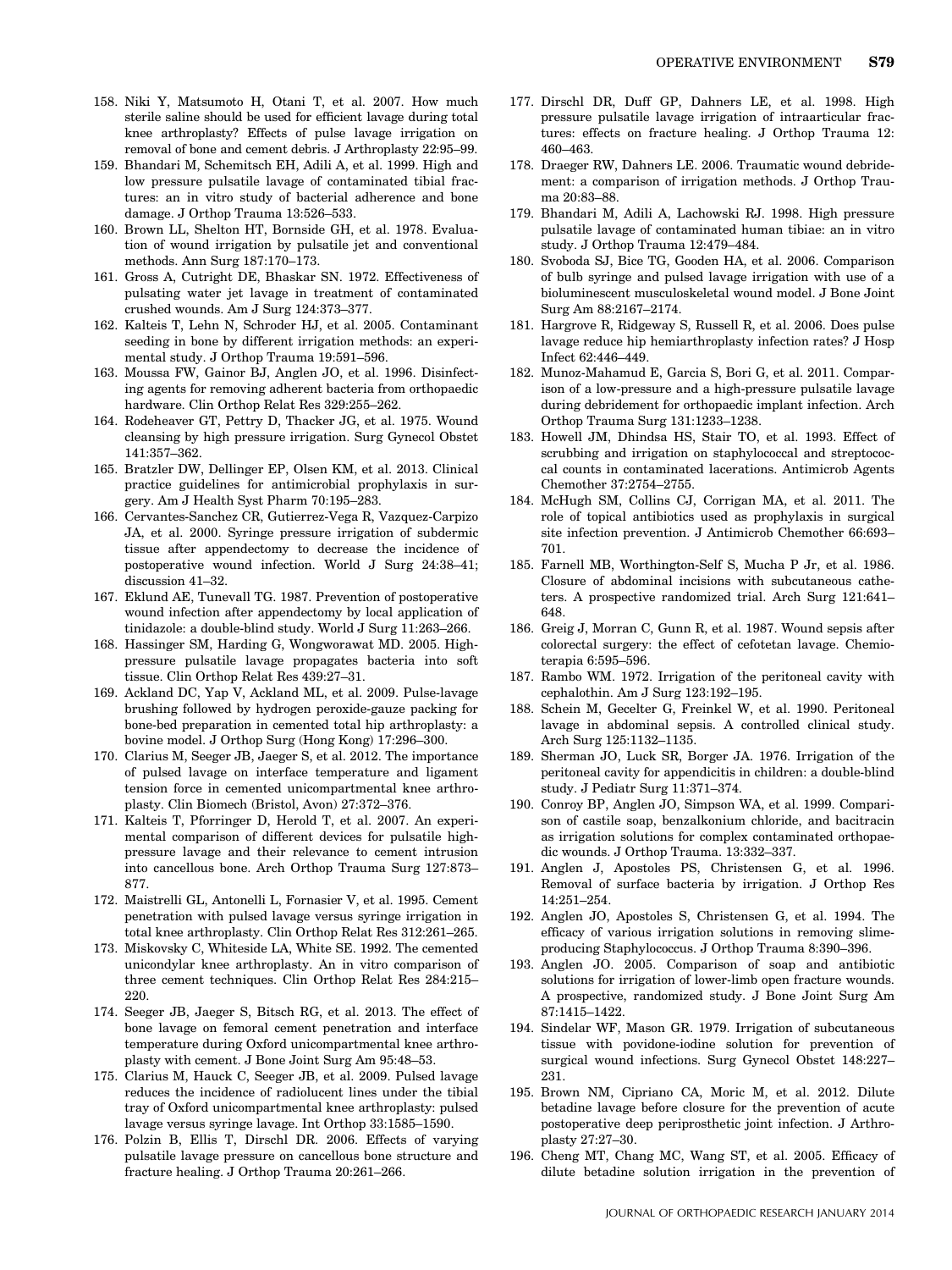158. Niki Y, Matsumoto H, Otani T, et al. 2007. How much sterile saline should be used for efficient lavage during total knee arthroplasty? Effects of pulse lavage irrigation on removal of bone and cement debris. J Arthroplasty 22:95–99.
159. Bhandari M, Schemitsch EH, Adili A, et al. 1999. High and low pressure pulsatile lavage of contaminated tibial fractures: an in vitro study of bacterial adherence and bone damage. J Orthop Trauma 13:526–533.
160. Brown LL, Shelton HT, Bornside GH, et al. 1978. Evaluation of wound irrigation by pulsatile jet and conventional methods. Ann Surg 187:170–173.
161. Gross A, Cutright DE, Bhaskar SN. 1972. Effectiveness of pulsating water jet lavage in treatment of contaminated crushed wounds. Am J Surg 124:373–377.
162. Kalteis T, Lehn N, Schroder HJ, et al. 2005. Contaminant seeding in bone by different irrigation methods: an experimental study. J Orthop Trauma 19:591–596.
163. Moussa FW, Gainor BJ, Anglen JO, et al. 1996. Disinfecting agents for removing adherent bacteria from orthopaedic hardware. Clin Orthop Relat Res 329:255–262.
164. Rodeheaver GT, Pettry D, Thacker JG, et al. 1975. Wound cleansing by high pressure irrigation. Surg Gynecol Obstet 141:357–362.
165. Bratzler DW, Dellinger EP, Olsen KM, et al. 2013. Clinical practice guidelines for antimicrobial prophylaxis in surgery. Am J Health Syst Pharm 70:195–283.
166. Cervantes-Sanchez CR, Gutierrez-Vega R, Vazquez-Carpizo JA, et al. 2000. Syringe pressure irrigation of subdermic tissue after appendectomy to decrease the incidence of postoperative wound infection. World J Surg 24:38–41; discussion 41–32.
167. Eklund AE, Tunevall TG. 1987. Prevention of postoperative wound infection after appendectomy by local application of tinidazole: a double-blind study. World J Surg 11:263–266.
168. Hassinger SM, Harding G, Wongworawat MD. 2005. High-pressure pulsatile lavage propagates bacteria into soft tissue. Clin Orthop Relat Res 439:27–31.
169. Ackland DC, Yap V, Ackland ML, et al. 2009. Pulse-lavage brushing followed by hydrogen peroxide-gauze packing for bone-bed preparation in cemented total hip arthroplasty: a bovine model. J Orthop Surg (Hong Kong) 17:296–300.
170. Clarius M, Seeger JB, Jaeger S, et al. 2012. The importance of pulsed lavage on interface temperature and ligament tension force in cemented unicompartmental knee arthroplasty. Clin Biomech (Bristol, Avon) 27:372–376.
171. Kalteis T, Pforringer D, Herold T, et al. 2007. An experimental comparison of different devices for pulsatile high-pressure lavage and their relevance to cement intrusion into cancellous bone. Arch Orthop Trauma Surg 127:873–877.
172. Maistrelli GL, Antonelli L, Fornasier V, et al. 1995. Cement penetration with pulsed lavage versus syringe irrigation in total knee arthroplasty. Clin Orthop Relat Res 312:261–265.
173. Miskovsky C, Whiteside LA, White SE. 1992. The cemented unicondylar knee arthroplasty. An in vitro comparison of three cement techniques. Clin Orthop Relat Res 284:215–220.
174. Seeger JB, Jaeger S, Bitsch RG, et al. 2013. The effect of bone lavage on femoral cement penetration and interface temperature during Oxford unicompartmental knee arthroplasty with cement. J Bone Joint Surg Am 95:48–53.
175. Clarius M, Hauck C, Seeger JB, et al. 2009. Pulsed lavage reduces the incidence of radiolucent lines under the tibial tray of Oxford unicompartmental knee arthroplasty: pulsed lavage versus syringe lavage. Int Orthop 33:1585–1590.
176. Polzin B, Ellis T, Dirschl DR. 2006. Effects of varying pulsatile lavage pressure on cancellous bone structure and fracture healing. J Orthop Trauma 20:261–266.
177. Dirschl DR, Duff GP, Dahners LE, et al. 1998. High pressure pulsatile lavage irrigation of intraarticular fractures: effects on fracture healing. J Orthop Trauma 12: 460–463.
178. Draeger RW, Dahners LE. 2006. Traumatic wound debridement: a comparison of irrigation methods. J Orthop Trauma 20:83–88.
179. Bhandari M, Adili A, Lachowski RJ. 1998. High pressure pulsatile lavage of contaminated human tibiae: an in vitro study. J Orthop Trauma 12:479–484.
180. Svoboda SJ, Bice TG, Gooden HA, et al. 2006. Comparison of bulb syringe and pulsed lavage irrigation with use of a bioluminescent musculoskeletal wound model. J Bone Joint Surg Am 88:2167–2174.
181. Hargrove R, Ridgeway S, Russell R, et al. 2006. Does pulse lavage reduce hip hemiarthroplasty infection rates? J Hosp Infect 62:446–449.
182. Munoz-Mahamud E, Garcia S, Bori G, et al. 2011. Comparison of a low-pressure and a high-pressure pulsatile lavage during debridement for orthopaedic implant infection. Arch Orthop Trauma Surg 131:1233–1238.
183. Howell JM, Dhindsa HS, Stair TO, et al. 1993. Effect of scrubbing and irrigation on staphylococcal and streptococcal counts in contaminated lacerations. Antimicrob Agents Chemother 37:2754–2755.
184. McHugh SM, Collins CJ, Corrigan MA, et al. 2011. The role of topical antibiotics used as prophylaxis in surgical site infection prevention. J Antimicrob Chemother 66:693–701.
185. Farnell MB, Worthington-Self S, Mucha P Jr, et al. 1986. Closure of abdominal incisions with subcutaneous catheters. A prospective randomized trial. Arch Surg 121:641–648.
186. Greig J, Morran C, Gunn R, et al. 1987. Wound sepsis after colorectal surgery: the effect of cefotetan lavage. Chemioterapia 6:595–596.
187. Rambo WM. 1972. Irrigation of the peritoneal cavity with cephalothin. Am J Surg 123:192–195.
188. Schein M, Gecelter G, Freinkel W, et al. 1990. Peritoneal lavage in abdominal sepsis. A controlled clinical study. Arch Surg 125:1132–1135.
189. Sherman JO, Luck SR, Borger JA. 1976. Irrigation of the peritoneal cavity for appendicitis in children: a double-blind study. J Pediatr Surg 11:371–374.
190. Conroy BP, Anglen JO, Simpson WA, et al. 1999. Comparison of castile soap, benzalkonium chloride, and bacitracin as irrigation solutions for complex contaminated orthopaedic wounds. J Orthop Trauma. 13:332–337.
191. Anglen J, Apostoles PS, Christensen G, et al. 1996. Removal of surface bacteria by irrigation. J Orthop Res 14:251–254.
192. Anglen JO, Apostoles S, Christensen G, et al. 1994. The efficacy of various irrigation solutions in removing slime-producing Staphylococcus. J Orthop Trauma 8:390–396.
193. Anglen JO. 2005. Comparison of soap and antibiotic solutions for irrigation of lower-limb open fracture wounds. A prospective, randomized study. J Bone Joint Surg Am 87:1415–1422.
194. Sindelar WF, Mason GR. 1979. Irrigation of subcutaneous tissue with povidone-iodine solution for prevention of surgical wound infections. Surg Gynecol Obstet 148:227–231.
195. Brown NM, Cipriano CA, Moric M, et al. 2012. Dilute betadine lavage before closure for the prevention of acute postoperative deep periprosthetic joint infection. J Arthroplasty 27:27–30.
196. Cheng MT, Chang MC, Wang ST, et al. 2005. Efficacy of dilute betadine solution irrigation in the prevention of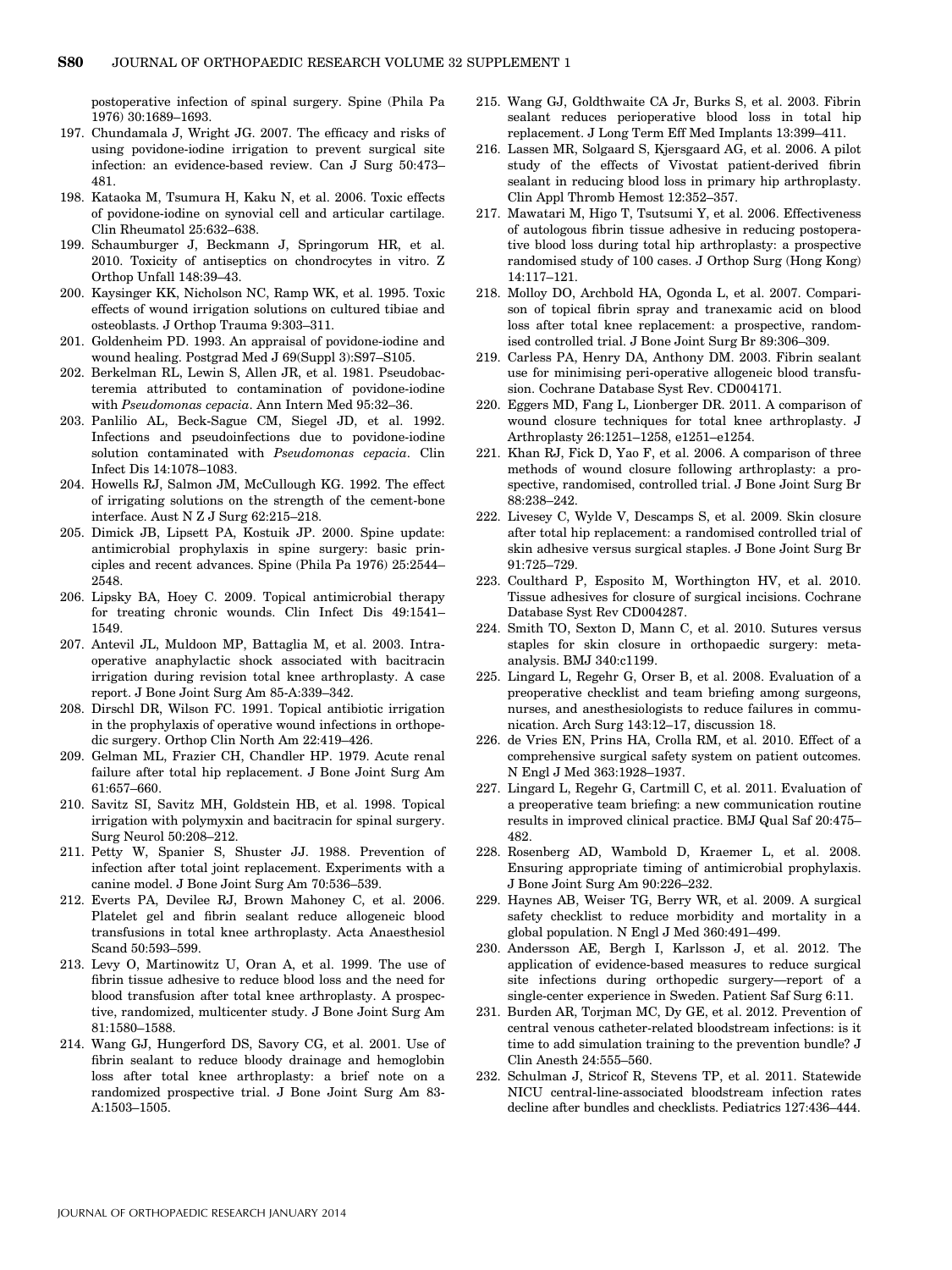postoperative infection of spinal surgery. Spine (Phila Pa 1976) 30:1689–1693.

197. Chundamala J, Wright JG. 2007. The efficacy and risks of using povidone-iodine irrigation to prevent surgical site infection: an evidence-based review. Can J Surg 50:473–481.
198. Kataoka M, Tsumura H, Kaku N, et al. 2006. Toxic effects of povidone-iodine on synovial cell and articular cartilage. Clin Rheumatol 25:632–638.
199. Schaumburger J, Beckmann J, Springorum HR, et al. 2010. Toxicity of antiseptics on chondrocytes in vitro. Z Orthop Unfall 148:39–43.
200. Kaysinger KK, Nicholson NC, Ramp WK, et al. 1995. Toxic effects of wound irrigation solutions on cultured tibiae and osteoblasts. J Orthop Trauma 9:303–311.
201. Goldenheim PD. 1993. An appraisal of povidone-iodine and wound healing. Postgrad Med J 69(Suppl 3):S97–S105.
202. Berkelman RL, Lewin S, Allen JR, et al. 1981. Pseudobacteremia attributed to contamination of povidone-iodine with *Pseudomonas cepacia*. Ann Intern Med 95:32–36.
203. Panlilio AL, Beck-Sague CM, Siegel JD, et al. 1992. Infections and pseudoinfections due to povidone-iodine solution contaminated with *Pseudomonas cepacia*. Clin Infect Dis 14:1078–1083.
204. Howells RJ, Salmon JM, McCullough KG. 1992. The effect of irrigating solutions on the strength of the cement-bone interface. Aust N Z J Surg 62:215–218.
205. Dimick JB, Lipsett PA, Kostuik JP. 2000. Spine update: antimicrobial prophylaxis in spine surgery: basic principles and recent advances. Spine (Phila Pa 1976) 25:2544–2548.
206. Lipsky BA, Hoey C. 2009. Topical antimicrobial therapy for treating chronic wounds. Clin Infect Dis 49:1541–1549.
207. Antevil JL, Muldoon MP, Battaglia M, et al. 2003. Intraoperative anaphylactic shock associated with bacitracin irrigation during revision total knee arthroplasty. A case report. J Bone Joint Surg Am 85-A:339–342.
208. Dirschl DR, Wilson FC. 1991. Topical antibiotic irrigation in the prophylaxis of operative wound infections in orthopedic surgery. Orthop Clin North Am 22:419–426.
209. Gelman ML, Frazier CH, Chandler HP. 1979. Acute renal failure after total hip replacement. J Bone Joint Surg Am 61:657–660.
210. Savitz SI, Savitz MH, Goldstein HB, et al. 1998. Topical irrigation with polymyxin and bacitracin for spinal surgery. Surg Neurol 50:208–212.
211. Petty W, Spanier S, Shuster JJ. 1988. Prevention of infection after total joint replacement. Experiments with a canine model. J Bone Joint Surg Am 70:536–539.
212. Everts PA, Devilee RJ, Brown Mahoney C, et al. 2006. Platelet gel and fibrin sealant reduce allogeneic blood transfusions in total knee arthroplasty. Acta Anaesthesiol Scand 50:593–599.
213. Levy O, Martinowitz U, Oran A, et al. 1999. The use of fibrin tissue adhesive to reduce blood loss and the need for blood transfusion after total knee arthroplasty. A prospective, randomized, multicenter study. J Bone Joint Surg Am 81:1580–1588.
214. Wang GJ, Hungerford DS, Savory CG, et al. 2001. Use of fibrin sealant to reduce bloody drainage and hemoglobin loss after total knee arthroplasty: a brief note on a randomized prospective trial. J Bone Joint Surg Am 83-A:1503–1505.
215. Wang GJ, Goldthwaite CA Jr, Burks S, et al. 2003. Fibrin sealant reduces perioperative blood loss in total hip replacement. J Long Term Eff Med Implants 13:399–411.
216. Lassen MR, Solgaard S, Kjersgaard AG, et al. 2006. A pilot study of the effects of Vivostat patient-derived fibrin sealant in reducing blood loss in primary hip arthroplasty. Clin Appl Thromb Hemost 12:352–357.
217. Mawatari M, Higo T, Tsutsumi Y, et al. 2006. Effectiveness of autologous fibrin tissue adhesive in reducing postoperative blood loss during total hip arthroplasty: a prospective randomised study of 100 cases. J Orthop Surg (Hong Kong) 14:117–121.
218. Molloy DO, Archbold HA, Ogonda L, et al. 2007. Comparison of topical fibrin spray and tranexamic acid on blood loss after total knee replacement: a prospective, randomised controlled trial. J Bone Joint Surg Br 89:306–309.
219. Carless PA, Henry DA, Anthony DM. 2003. Fibrin sealant use for minimising peri-operative allogeneic blood transfusion. Cochrane Database Syst Rev. CD004171.
220. Eggers MD, Fang L, Lionberger DR. 2011. A comparison of wound closure techniques for total knee arthroplasty. J Arthroplasty 26:1251–1258, e1251–e1254.
221. Khan RJ, Fick D, Yao F, et al. 2006. A comparison of three methods of wound closure following arthroplasty: a prospective, randomised, controlled trial. J Bone Joint Surg Br 88:238–242.
222. Livesey C, Wylde V, Descamps S, et al. 2009. Skin closure after total hip replacement: a randomised controlled trial of skin adhesive versus surgical staples. J Bone Joint Surg Br 91:725–729.
223. Coulthard P, Esposito M, Worthington HV, et al. 2010. Tissue adhesives for closure of surgical incisions. Cochrane Database Syst Rev CD004287.
224. Smith TO, Sexton D, Mann C, et al. 2010. Sutures versus staples for skin closure in orthopaedic surgery: meta-analysis. BMJ 340:c1199.
225. Lingard L, Regehr G, Orser B, et al. 2008. Evaluation of a preoperative checklist and team briefing among surgeons, nurses, and anesthesiologists to reduce failures in communication. Arch Surg 143:12–17, discussion 18.
226. de Vries EN, Prins HA, Crolla RM, et al. 2010. Effect of a comprehensive surgical safety system on patient outcomes. N Engl J Med 363:1928–1937.
227. Lingard L, Regehr G, Cartmill C, et al. 2011. Evaluation of a preoperative team briefing: a new communication routine results in improved clinical practice. BMJ Qual Saf 20:475–482.
228. Rosenberg AD, Wambold D, Kraemer L, et al. 2008. Ensuring appropriate timing of antimicrobial prophylaxis. J Bone Joint Surg Am 90:226–232.
229. Haynes AB, Weiser TG, Berry WR, et al. 2009. A surgical safety checklist to reduce morbidity and mortality in a global population. N Engl J Med 360:491–499.
230. Andersson AE, Bergh I, Karlsson J, et al. 2012. The application of evidence-based measures to reduce surgical site infections during orthopedic surgery—report of a single-center experience in Sweden. Patient Saf Surg 6:11.
231. Burden AR, Torjman MC, Dy GE, et al. 2012. Prevention of central venous catheter-related bloodstream infections: is it time to add simulation training to the prevention bundle? J Clin Anesth 24:555–560.
232. Schulman J, Stricof R, Stevens TP, et al. 2011. Statewide NICU central-line-associated bloodstream infection rates decline after bundles and checklists. Pediatrics 127:436–444.